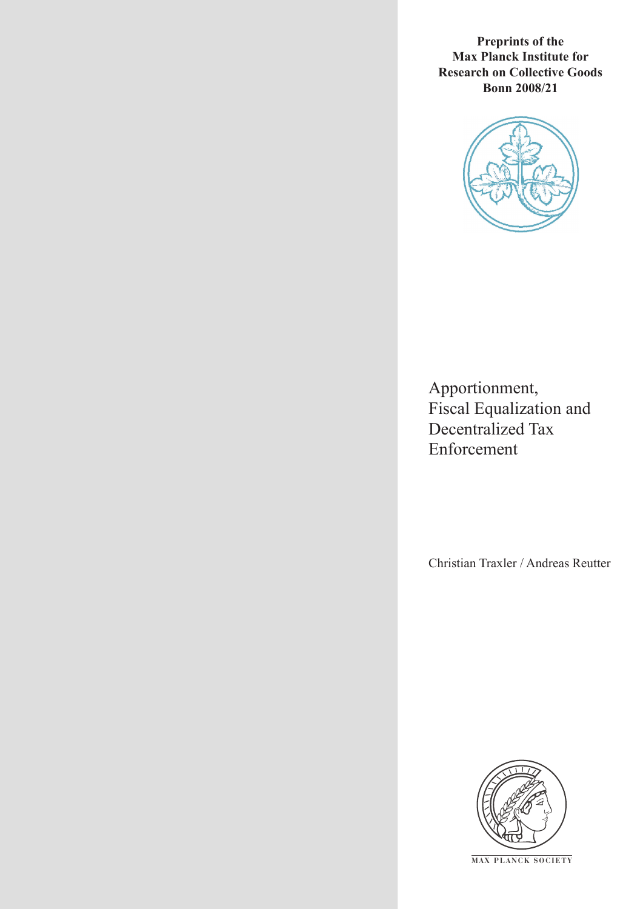**Preprints of the Max Planck Institute for Research on Collective Goods Bonn 2008/21**

# Apportionment, Fiscal Equalization and Decentralized Tax Enforcement

Christian Traxler / Andreas Reutter

MAX PLANCK SOCIETY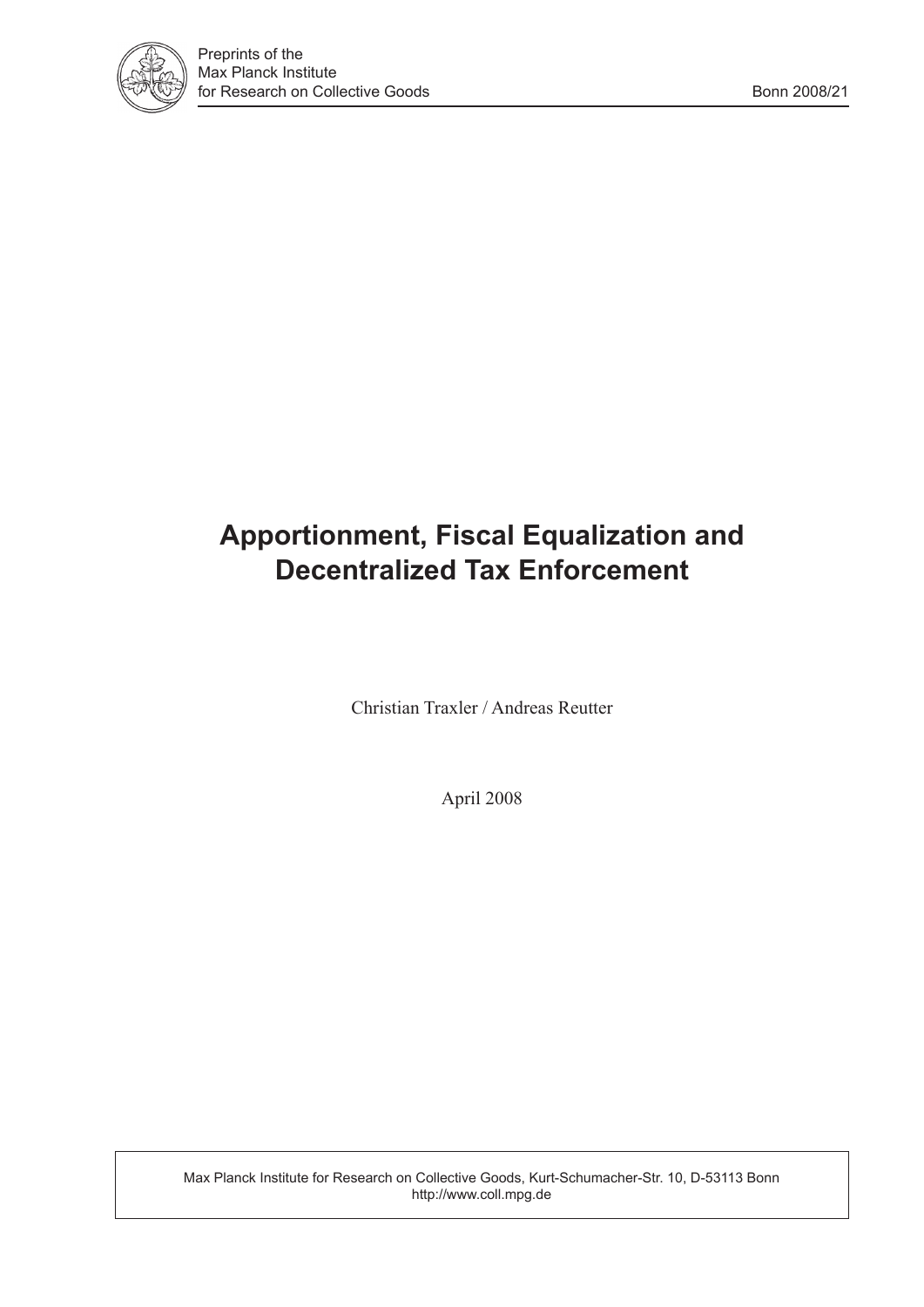Preprints of the
Max Planck Institute
for Research on Collective Goods

Bonn 2008/21

# Apportionment, Fiscal Equalization and Decentralized Tax Enforcement

Christian Traxler / Andreas Reutter

April 2008

Max Planck Institute for Research on Collective Goods, Kurt-Schumacher-Str. 10, D-53113 Bonn
http://www.coll.mpg.de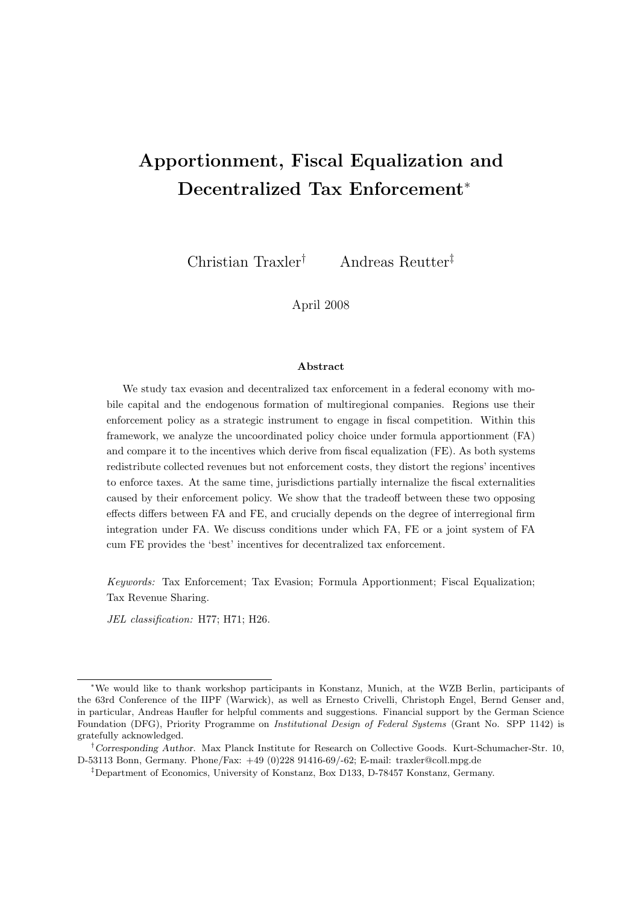# Apportionment, Fiscal Equalization and Decentralized Tax Enforcement[*]

Christian Traxler[†] Andreas Reutter[‡]

April 2008

**Abstract**

We study tax evasion and decentralized tax enforcement in a federal economy with mobile capital and the endogenous formation of multiregional companies. Regions use their enforcement policy as a strategic instrument to engage in fiscal competition. Within this framework, we analyze the uncoordinated policy choice under formula apportionment (FA) and compare it to the incentives which derive from fiscal equalization (FE). As both systems redistribute collected revenues but not enforcement costs, they distort the regions' incentives to enforce taxes. At the same time, jurisdictions partially internalize the fiscal externalities caused by their enforcement policy. We show that the tradeoff between these two opposing effects differs between FA and FE, and crucially depends on the degree of interregional firm integration under FA. We discuss conditions under which FA, FE or a joint system of FA cum FE provides the 'best' incentives for decentralized tax enforcement.

*Keywords:* Tax Enforcement; Tax Evasion; Formula Apportionment; Fiscal Equalization; Tax Revenue Sharing.

*JEL classification:* H77; H71; H26.

---

[*] We would like to thank workshop participants in Konstanz, Munich, at the WZB Berlin, participants of the 63rd Conference of the IIPF (Warwick), as well as Ernesto Crivelli, Christoph Engel, Bernd Genser and, in particular, Andreas Haufler for helpful comments and suggestions. Financial support by the German Science Foundation (DFG), Priority Programme on *Institutional Design of Federal Systems* (Grant No. SPP 1142) is gratefully acknowledged.

[†] *Corresponding Author.* Max Planck Institute for Research on Collective Goods. Kurt-Schumacher-Str. 10, D-53113 Bonn, Germany. Phone/Fax: +49 (0)228 91416-69/-62; E-mail: traxler@coll.mpg.de

[‡] Department of Economics, University of Konstanz, Box D133, D-78457 Konstanz, Germany.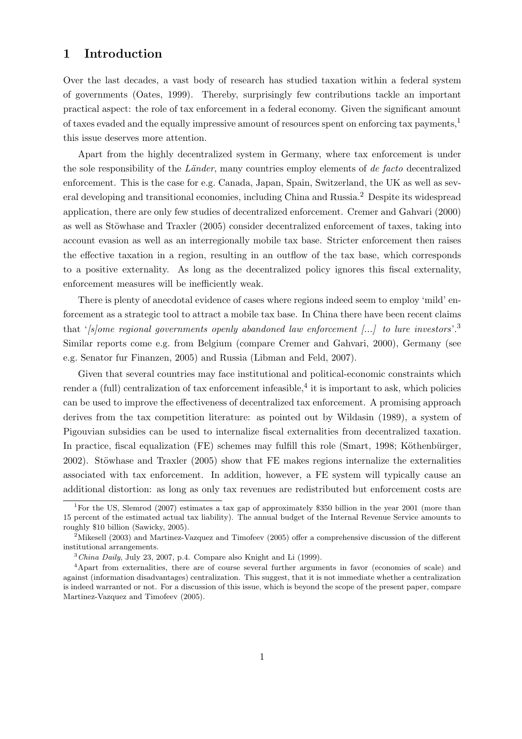# 1 Introduction

Over the last decades, a vast body of research has studied taxation within a federal system of governments (Oates, 1999). Thereby, surprisingly few contributions tackle an important practical aspect: the role of tax enforcement in a federal economy. Given the significant amount of taxes evaded and the equally impressive amount of resources spent on enforcing tax payments,[1] this issue deserves more attention.

Apart from the highly decentralized system in Germany, where tax enforcement is under the sole responsibility of the *Länder*, many countries employ elements of *de facto* decentralized enforcement. This is the case for e.g. Canada, Japan, Spain, Switzerland, the UK as well as several developing and transitional economies, including China and Russia.[2] Despite its widespread application, there are only few studies of decentralized enforcement. Cremer and Gahvari (2000) as well as Stöwhase and Traxler (2005) consider decentralized enforcement of taxes, taking into account evasion as well as an interregionally mobile tax base. Stricter enforcement then raises the effective taxation in a region, resulting in an outflow of the tax base, which corresponds to a positive externality. As long as the decentralized policy ignores this fiscal externality, enforcement measures will be inefficiently weak.

There is plenty of anecdotal evidence of cases where regions indeed seem to employ 'mild' enforcement as a strategic tool to attract a mobile tax base. In China there have been recent claims that '*[s]ome regional governments openly abandoned law enforcement [...] to lure investors*'.[3] Similar reports come e.g. from Belgium (compare Cremer and Gahvari, 2000), Germany (see e.g. Senator fur Finanzen, 2005) and Russia (Libman and Feld, 2007).

Given that several countries may face institutional and political-economic constraints which render a (full) centralization of tax enforcement infeasible,[4] it is important to ask, which policies can be used to improve the effectiveness of decentralized tax enforcement. A promising approach derives from the tax competition literature: as pointed out by Wildasin (1989), a system of Pigouvian subsidies can be used to internalize fiscal externalities from decentralized taxation. In practice, fiscal equalization (FE) schemes may fulfill this role (Smart, 1998; Köthenbürger, 2002). Stöwhase and Traxler (2005) show that FE makes regions internalize the externalities associated with tax enforcement. In addition, however, a FE system will typically cause an additional distortion: as long as only tax revenues are redistributed but enforcement costs are

---

[1] For the US, Slemrod (2007) estimates a tax gap of approximately \$350 billion in the year 2001 (more than 15 percent of the estimated actual tax liability). The annual budget of the Internal Revenue Service amounts to roughly \$10 billion (Sawicky, 2005).

[2] Mikesell (2003) and Martinez-Vazquez and Timofeev (2005) offer a comprehensive discussion of the different institutional arrangements.

[3] *China Daily*, July 23, 2007, p.4. Compare also Knight and Li (1999).

[4] Apart from externalities, there are of course several further arguments in favor (economies of scale) and against (information disadvantages) centralization. This suggest, that it is not immediate whether a centralization is indeed warranted or not. For a discussion of this issue, which is beyond the scope of the present paper, compare Martinez-Vazquez and Timofeev (2005).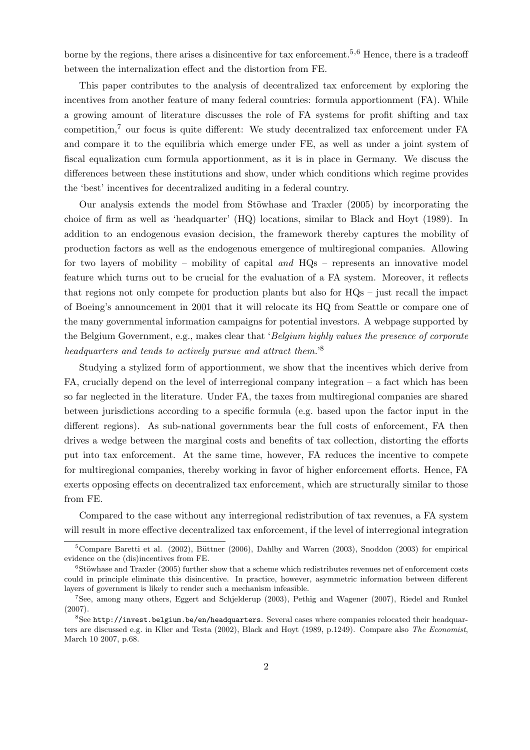borne by the regions, there arises a disincentive for tax enforcement.[5,6] Hence, there is a tradeoff between the internalization effect and the distortion from FE.

This paper contributes to the analysis of decentralized tax enforcement by exploring the incentives from another feature of many federal countries: formula apportionment (FA). While a growing amount of literature discusses the role of FA systems for profit shifting and tax competition,[7] our focus is quite different: We study decentralized tax enforcement under FA and compare it to the equilibria which emerge under FE, as well as under a joint system of fiscal equalization cum formula apportionment, as it is in place in Germany. We discuss the differences between these institutions and show, under which conditions which regime provides the 'best' incentives for decentralized auditing in a federal country.

Our analysis extends the model from Stöwhase and Traxler (2005) by incorporating the choice of firm as well as 'headquarter' (HQ) locations, similar to Black and Hoyt (1989). In addition to an endogenous evasion decision, the framework thereby captures the mobility of production factors as well as the endogenous emergence of multiregional companies. Allowing for two layers of mobility – mobility of capital *and* HQs – represents an innovative model feature which turns out to be crucial for the evaluation of a FA system. Moreover, it reflects that regions not only compete for production plants but also for HQs – just recall the impact of Boeing's announcement in 2001 that it will relocate its HQ from Seattle or compare one of the many governmental information campaigns for potential investors. A webpage supported by the Belgium Government, e.g., makes clear that '*Belgium highly values the presence of corporate headquarters and tends to actively pursue and attract them.*'[8]

Studying a stylized form of apportionment, we show that the incentives which derive from FA, crucially depend on the level of interregional company integration – a fact which has been so far neglected in the literature. Under FA, the taxes from multiregional companies are shared between jurisdictions according to a specific formula (e.g. based upon the factor input in the different regions). As sub-national governments bear the full costs of enforcement, FA then drives a wedge between the marginal costs and benefits of tax collection, distorting the efforts put into tax enforcement. At the same time, however, FA reduces the incentive to compete for multiregional companies, thereby working in favor of higher enforcement efforts. Hence, FA exerts opposing effects on decentralized tax enforcement, which are structurally similar to those from FE.

Compared to the case without any interregional redistribution of tax revenues, a FA system will result in more effective decentralized tax enforcement, if the level of interregional integration

---

[5] Compare Baretti et al. (2002), Büttner (2006), Dahlby and Warren (2003), Snoddon (2003) for empirical evidence on the (dis)incentives from FE.

[6] Stöwhase and Traxler (2005) further show that a scheme which redistributes revenues net of enforcement costs could in principle eliminate this disincentive. In practice, however, asymmetric information between different layers of government is likely to render such a mechanism infeasible.

[7] See, among many others, Eggert and Schjelderup (2003), Pethig and Wagener (2007), Riedel and Runkel (2007).

[8] See `http://invest.belgium.be/en/headquarters`. Several cases where companies relocated their headquarters are discussed e.g. in Klier and Testa (2002), Black and Hoyt (1989, p.1249). Compare also *The Economist*, March 10 2007, p.68.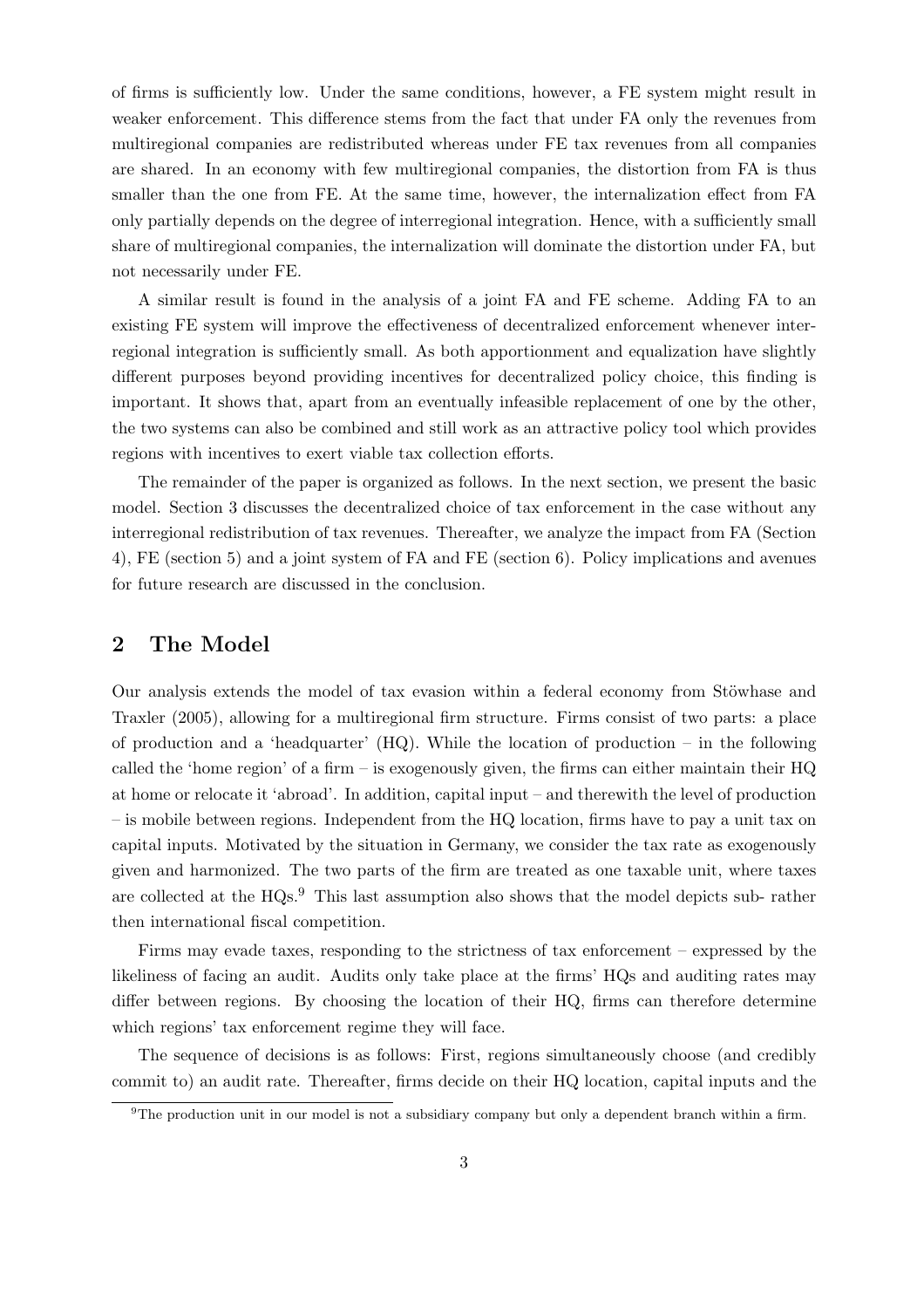of firms is sufficiently low. Under the same conditions, however, a FE system might result in weaker enforcement. This difference stems from the fact that under FA only the revenues from multiregional companies are redistributed whereas under FE tax revenues from all companies are shared. In an economy with few multiregional companies, the distortion from FA is thus smaller than the one from FE. At the same time, however, the internalization effect from FA only partially depends on the degree of interregional integration. Hence, with a sufficiently small share of multiregional companies, the internalization will dominate the distortion under FA, but not necessarily under FE.

A similar result is found in the analysis of a joint FA and FE scheme. Adding FA to an existing FE system will improve the effectiveness of decentralized enforcement whenever interregional integration is sufficiently small. As both apportionment and equalization have slightly different purposes beyond providing incentives for decentralized policy choice, this finding is important. It shows that, apart from an eventually infeasible replacement of one by the other, the two systems can also be combined and still work as an attractive policy tool which provides regions with incentives to exert viable tax collection efforts.

The remainder of the paper is organized as follows. In the next section, we present the basic model. Section 3 discusses the decentralized choice of tax enforcement in the case without any interregional redistribution of tax revenues. Thereafter, we analyze the impact from FA (Section 4), FE (section 5) and a joint system of FA and FE (section 6). Policy implications and avenues for future research are discussed in the conclusion.

## 2 The Model

Our analysis extends the model of tax evasion within a federal economy from Stöwhase and Traxler (2005), allowing for a multiregional firm structure. Firms consist of two parts: a place of production and a 'headquarter' (HQ). While the location of production – in the following called the 'home region' of a firm – is exogenously given, the firms can either maintain their HQ at home or relocate it 'abroad'. In addition, capital input – and therewith the level of production – is mobile between regions. Independent from the HQ location, firms have to pay a unit tax on capital inputs. Motivated by the situation in Germany, we consider the tax rate as exogenously given and harmonized. The two parts of the firm are treated as one taxable unit, where taxes are collected at the HQs.[9] This last assumption also shows that the model depicts sub- rather then international fiscal competition.

Firms may evade taxes, responding to the strictness of tax enforcement – expressed by the likeliness of facing an audit. Audits only take place at the firms' HQs and auditing rates may differ between regions. By choosing the location of their HQ, firms can therefore determine which regions' tax enforcement regime they will face.

The sequence of decisions is as follows: First, regions simultaneously choose (and credibly commit to) an audit rate. Thereafter, firms decide on their HQ location, capital inputs and the

[9] The production unit in our model is not a subsidiary company but only a dependent branch within a firm.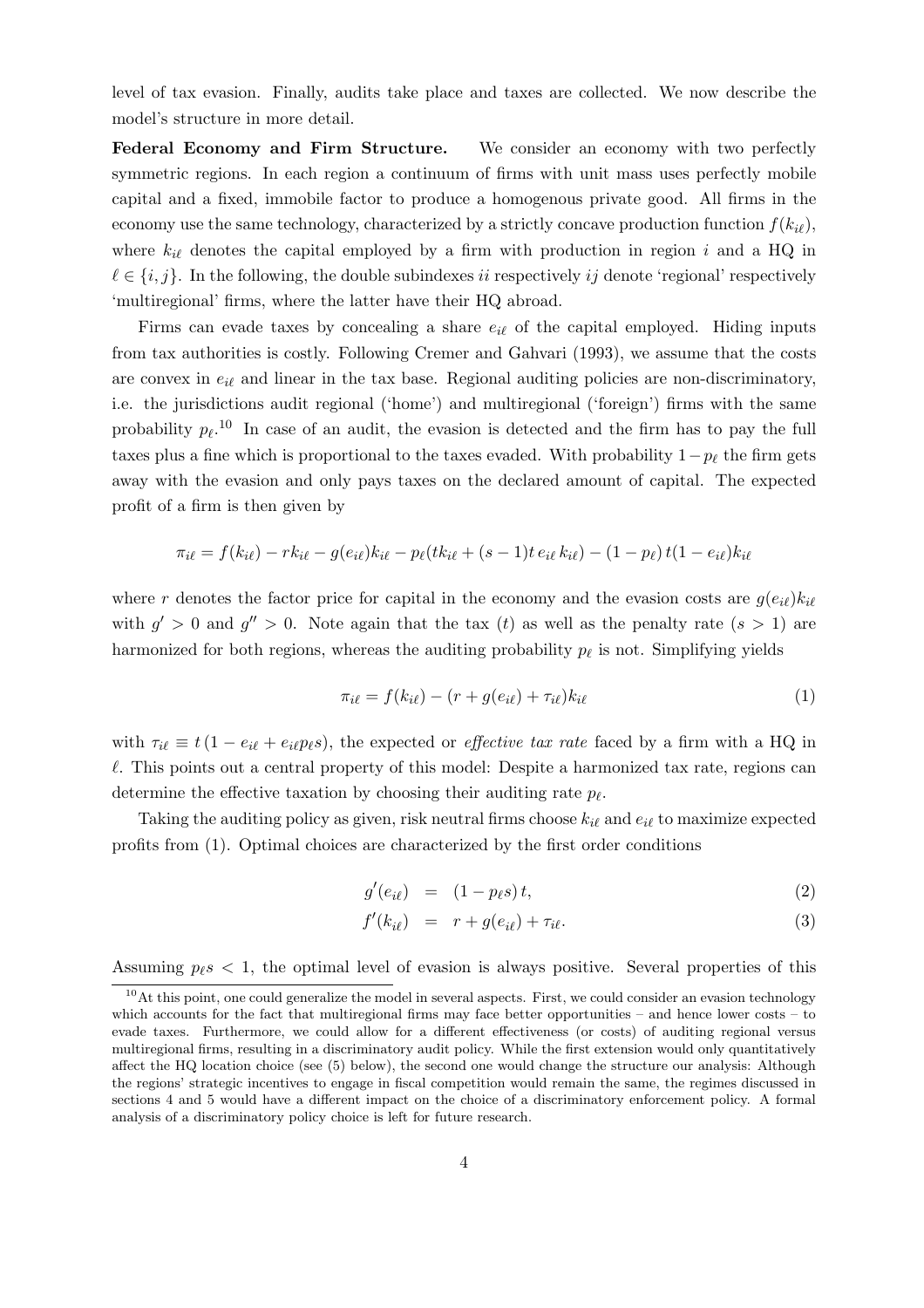level of tax evasion. Finally, audits take place and taxes are collected. We now describe the model's structure in more detail.

**Federal Economy and Firm Structure.** We consider an economy with two perfectly symmetric regions. In each region a continuum of firms with unit mass uses perfectly mobile capital and a fixed, immobile factor to produce a homogenous private good. All firms in the economy use the same technology, characterized by a strictly concave production function $f(k_{i\ell})$, where $k_{i\ell}$ denotes the capital employed by a firm with production in region $i$ and a HQ in $\ell \in \{i, j\}$. In the following, the double subindexes $ii$ respectively $ij$ denote 'regional' respectively 'multiregional' firms, where the latter have their HQ abroad.

Firms can evade taxes by concealing a share $e_{i\ell}$ of the capital employed. Hiding inputs from tax authorities is costly. Following Cremer and Gahvari (1993), we assume that the costs are convex in $e_{i\ell}$ and linear in the tax base. Regional auditing policies are non-discriminatory, i.e. the jurisdictions audit regional ('home') and multiregional ('foreign') firms with the same probability $p_\ell$.[10] In case of an audit, the evasion is detected and the firm has to pay the full taxes plus a fine which is proportional to the taxes evaded. With probability $1 - p_\ell$ the firm gets away with the evasion and only pays taxes on the declared amount of capital. The expected profit of a firm is then given by

$$\pi_{i\ell} = f(k_{i\ell}) - rk_{i\ell} - g(e_{i\ell})k_{i\ell} - p_\ell(tk_{i\ell} + (s-1)t\, e_{i\ell}\, k_{i\ell}) - (1 - p_\ell)\, t(1 - e_{i\ell})k_{i\ell}$$

where $r$ denotes the factor price for capital in the economy and the evasion costs are $g(e_{i\ell})k_{i\ell}$ with $g' > 0$ and $g'' > 0$. Note again that the tax ($t$) as well as the penalty rate ($s > 1$) are harmonized for both regions, whereas the auditing probability $p_\ell$ is not. Simplifying yields

$$\pi_{i\ell} = f(k_{i\ell}) - (r + g(e_{i\ell}) + \tau_{i\ell})k_{i\ell} \tag{1}$$

with $\tau_{i\ell} \equiv t\,(1 - e_{i\ell} + e_{i\ell}p_\ell s)$, the expected or *effective tax rate* faced by a firm with a HQ in $\ell$. This points out a central property of this model: Despite a harmonized tax rate, regions can determine the effective taxation by choosing their auditing rate $p_\ell$.

Taking the auditing policy as given, risk neutral firms choose $k_{i\ell}$ and $e_{i\ell}$ to maximize expected profits from (1). Optimal choices are characterized by the first order conditions

$$g'(e_{i\ell}) = (1 - p_\ell s)\, t, \tag{2}$$

$$f'(k_{i\ell}) = r + g(e_{i\ell}) + \tau_{i\ell}. \tag{3}$$

Assuming $p_\ell s < 1$, the optimal level of evasion is always positive. Several properties of this

[10] At this point, one could generalize the model in several aspects. First, we could consider an evasion technology which accounts for the fact that multiregional firms may face better opportunities – and hence lower costs – to evade taxes. Furthermore, we could allow for a different effectiveness (or costs) of auditing regional versus multiregional firms, resulting in a discriminatory audit policy. While the first extension would only quantitatively affect the HQ location choice (see (5) below), the second one would change the structure our analysis: Although the regions' strategic incentives to engage in fiscal competition would remain the same, the regimes discussed in sections 4 and 5 would have a different impact on the choice of a discriminatory enforcement policy. A formal analysis of a discriminatory policy choice is left for future research.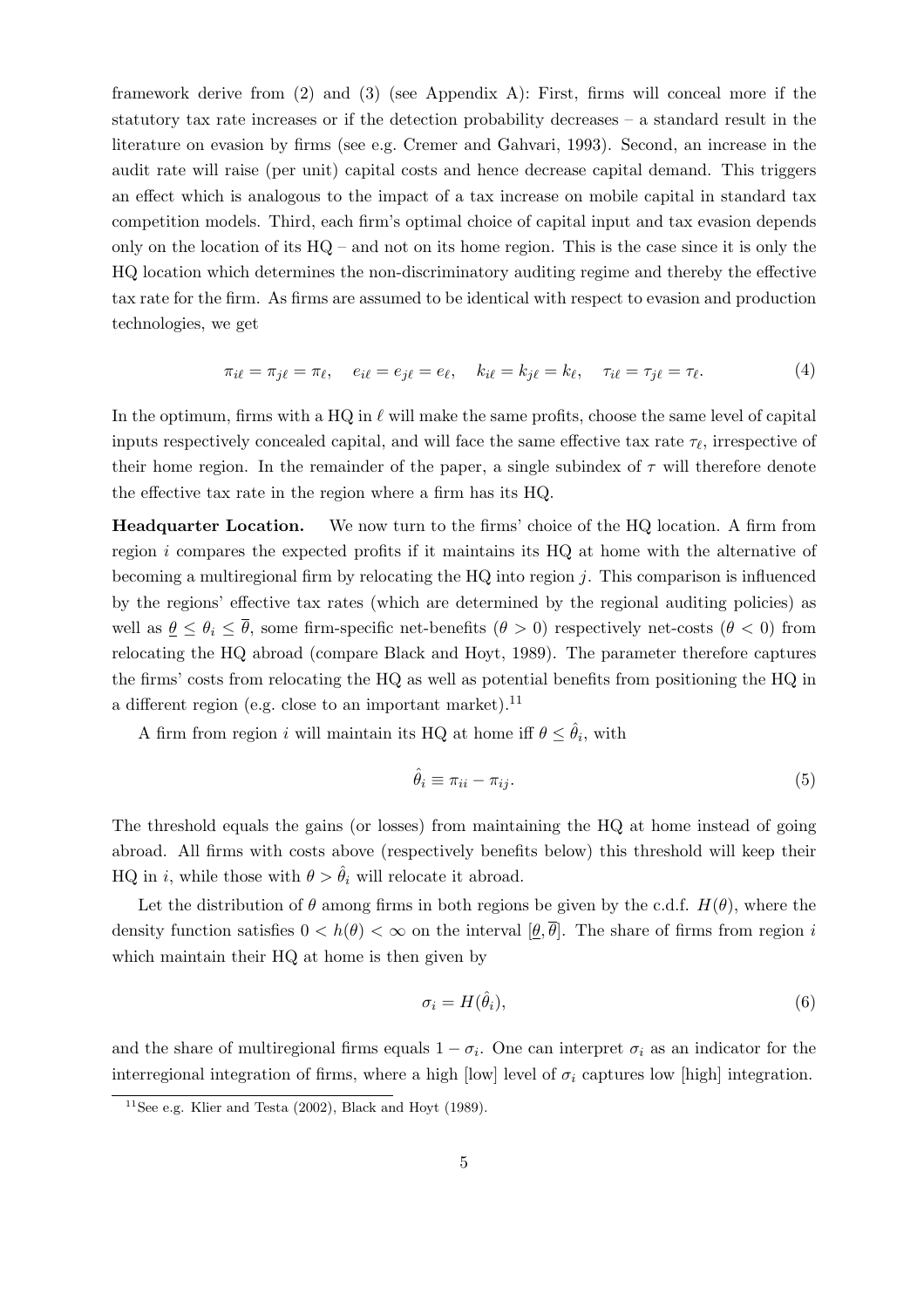framework derive from (2) and (3) (see Appendix A): First, firms will conceal more if the statutory tax rate increases or if the detection probability decreases – a standard result in the literature on evasion by firms (see e.g. Cremer and Gahvari, 1993). Second, an increase in the audit rate will raise (per unit) capital costs and hence decrease capital demand. This triggers an effect which is analogous to the impact of a tax increase on mobile capital in standard tax competition models. Third, each firm's optimal choice of capital input and tax evasion depends only on the location of its HQ – and not on its home region. This is the case since it is only the HQ location which determines the non-discriminatory auditing regime and thereby the effective tax rate for the firm. As firms are assumed to be identical with respect to evasion and production technologies, we get

$$\pi_{i\ell} = \pi_{j\ell} = \pi_\ell, \quad e_{i\ell} = e_{j\ell} = e_\ell, \quad k_{i\ell} = k_{j\ell} = k_\ell, \quad \tau_{i\ell} = \tau_{j\ell} = \tau_\ell. \tag{4}$$

In the optimum, firms with a HQ in $\ell$ will make the same profits, choose the same level of capital inputs respectively concealed capital, and will face the same effective tax rate $\tau_\ell$, irrespective of their home region. In the remainder of the paper, a single subindex of $\tau$ will therefore denote the effective tax rate in the region where a firm has its HQ.

**Headquarter Location.** We now turn to the firms' choice of the HQ location. A firm from region $i$ compares the expected profits if it maintains its HQ at home with the alternative of becoming a multiregional firm by relocating the HQ into region $j$. This comparison is influenced by the regions' effective tax rates (which are determined by the regional auditing policies) as well as $\underline{\theta} \leq \theta_i \leq \overline{\theta}$, some firm-specific net-benefits ($\theta > 0$) respectively net-costs ($\theta < 0$) from relocating the HQ abroad (compare Black and Hoyt, 1989). The parameter therefore captures the firms' costs from relocating the HQ as well as potential benefits from positioning the HQ in a different region (e.g. close to an important market).[11]

A firm from region $i$ will maintain its HQ at home iff $\theta \leq \hat{\theta}_i$, with

$$\hat{\theta}_i \equiv \pi_{ii} - \pi_{ij}. \tag{5}$$

The threshold equals the gains (or losses) from maintaining the HQ at home instead of going abroad. All firms with costs above (respectively benefits below) this threshold will keep their HQ in $i$, while those with $\theta > \hat{\theta}_i$ will relocate it abroad.

Let the distribution of $\theta$ among firms in both regions be given by the c.d.f. $H(\theta)$, where the density function satisfies $0 < h(\theta) < \infty$ on the interval $[\underline{\theta}, \overline{\theta}]$. The share of firms from region $i$ which maintain their HQ at home is then given by

$$\sigma_i = H(\hat{\theta}_i), \tag{6}$$

and the share of multiregional firms equals $1 - \sigma_i$. One can interpret $\sigma_i$ as an indicator for the interregional integration of firms, where a high [low] level of $\sigma_i$ captures low [high] integration.

[11] See e.g. Klier and Testa (2002), Black and Hoyt (1989).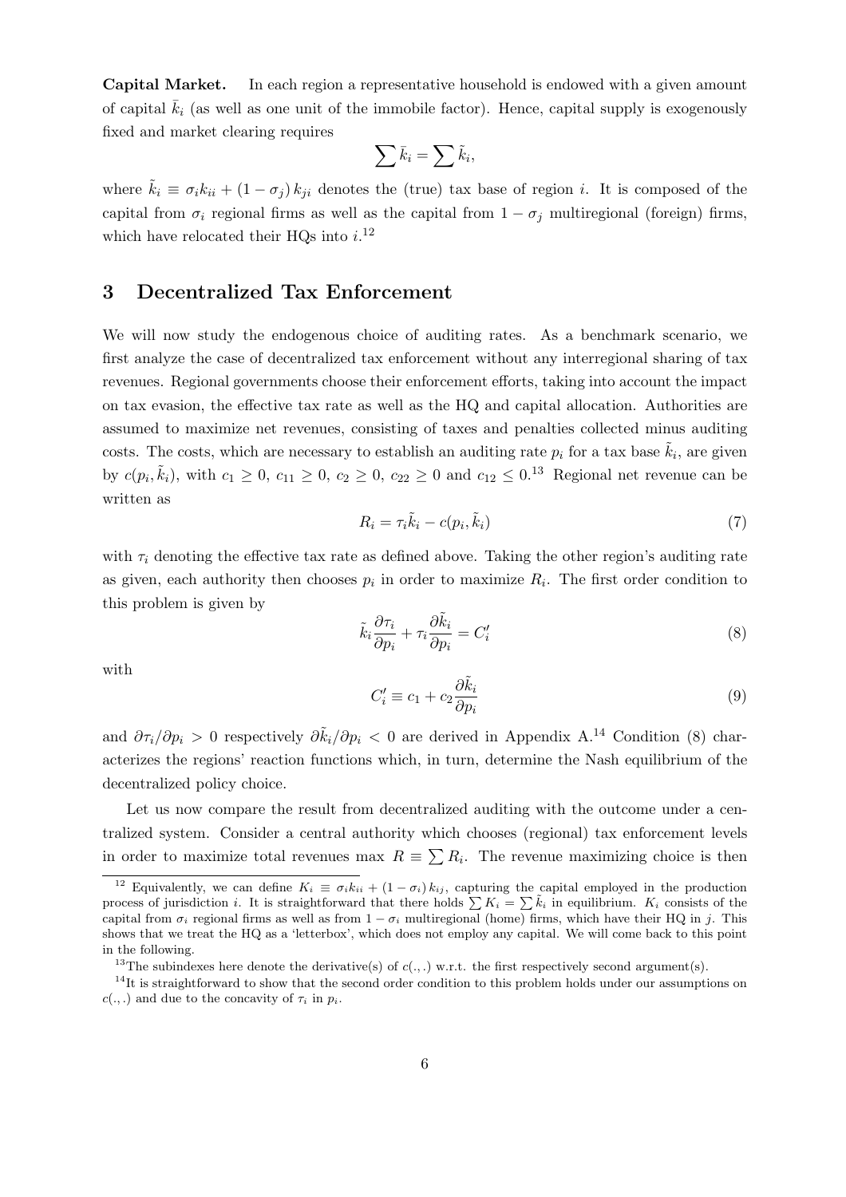**Capital Market.** In each region a representative household is endowed with a given amount of capital $\bar{k}_i$ (as well as one unit of the immobile factor). Hence, capital supply is exogenously fixed and market clearing requires

$$\sum \bar{k}_i = \sum \tilde{k}_i,$$

where $\tilde{k}_i \equiv \sigma_i k_{ii} + (1 - \sigma_j) k_{ji}$ denotes the (true) tax base of region $i$. It is composed of the capital from $\sigma_i$ regional firms as well as the capital from $1 - \sigma_j$ multiregional (foreign) firms, which have relocated their HQs into $i$.[12]

## 3 Decentralized Tax Enforcement

We will now study the endogenous choice of auditing rates. As a benchmark scenario, we first analyze the case of decentralized tax enforcement without any interregional sharing of tax revenues. Regional governments choose their enforcement efforts, taking into account the impact on tax evasion, the effective tax rate as well as the HQ and capital allocation. Authorities are assumed to maximize net revenues, consisting of taxes and penalties collected minus auditing costs. The costs, which are necessary to establish an auditing rate $p_i$ for a tax base $\tilde{k}_i$, are given by $c(p_i, \tilde{k}_i)$, with $c_1 \geq 0$, $c_{11} \geq 0$, $c_2 \geq 0$, $c_{22} \geq 0$ and $c_{12} \leq 0$.[13] Regional net revenue can be written as

$$R_i = \tau_i \tilde{k}_i - c(p_i, \tilde{k}_i) \tag{7}$$

with $\tau_i$ denoting the effective tax rate as defined above. Taking the other region's auditing rate as given, each authority then chooses $p_i$ in order to maximize $R_i$. The first order condition to this problem is given by

$$\tilde{k}_i \frac{\partial \tau_i}{\partial p_i} + \tau_i \frac{\partial \tilde{k}_i}{\partial p_i} = C_i' \tag{8}$$

with

$$C_i' \equiv c_1 + c_2 \frac{\partial \tilde{k}_i}{\partial p_i} \tag{9}$$

and $\partial \tau_i / \partial p_i > 0$ respectively $\partial \tilde{k}_i / \partial p_i < 0$ are derived in Appendix A.[14] Condition (8) characterizes the regions' reaction functions which, in turn, determine the Nash equilibrium of the decentralized policy choice.

Let us now compare the result from decentralized auditing with the outcome under a centralized system. Consider a central authority which chooses (regional) tax enforcement levels in order to maximize total revenues max $R \equiv \sum R_i$. The revenue maximizing choice is then

---

[12] Equivalently, we can define $K_i \equiv \sigma_i k_{ii} + (1 - \sigma_i) k_{ij}$, capturing the capital employed in the production process of jurisdiction $i$. It is straightforward that there holds $\sum K_i = \sum \tilde{k}_i$ in equilibrium. $K_i$ consists of the capital from $\sigma_i$ regional firms as well as from $1 - \sigma_i$ multiregional (home) firms, which have their HQ in $j$. This shows that we treat the HQ as a 'letterbox', which does not employ any capital. We will come back to this point in the following.

[13] The subindexes here denote the derivative(s) of $c(.,.)$ w.r.t. the first respectively second argument(s).

[14] It is straightforward to show that the second order condition to this problem holds under our assumptions on $c(.,.)$ and due to the concavity of $\tau_i$ in $p_i$.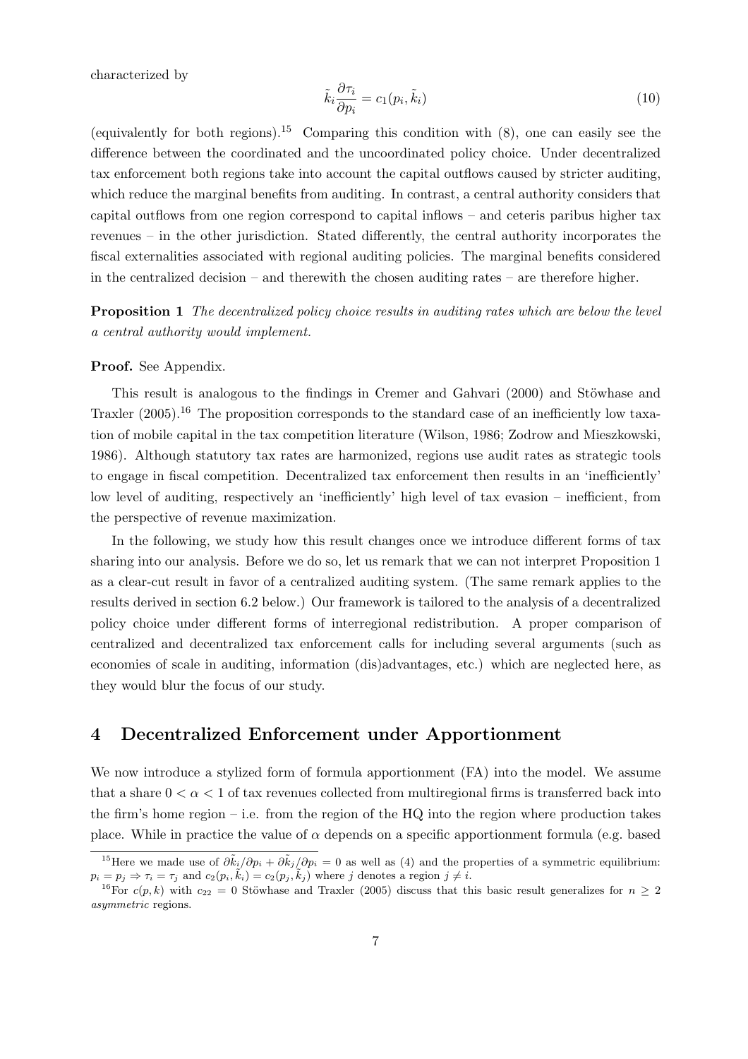characterized by

$$\tilde{k}_i \frac{\partial \tau_i}{\partial p_i} = c_1(p_i, \tilde{k}_i) \tag{10}$$

(equivalently for both regions).[15] Comparing this condition with (8), one can easily see the difference between the coordinated and the uncoordinated policy choice. Under decentralized tax enforcement both regions take into account the capital outflows caused by stricter auditing, which reduce the marginal benefits from auditing. In contrast, a central authority considers that capital outflows from one region correspond to capital inflows – and ceteris paribus higher tax revenues – in the other jurisdiction. Stated differently, the central authority incorporates the fiscal externalities associated with regional auditing policies. The marginal benefits considered in the centralized decision – and therewith the chosen auditing rates – are therefore higher.

**Proposition 1** *The decentralized policy choice results in auditing rates which are below the level a central authority would implement.*

**Proof.** See Appendix.

This result is analogous to the findings in Cremer and Gahvari (2000) and Stöwhase and Traxler (2005).[16] The proposition corresponds to the standard case of an inefficiently low taxation of mobile capital in the tax competition literature (Wilson, 1986; Zodrow and Mieszkowski, 1986). Although statutory tax rates are harmonized, regions use audit rates as strategic tools to engage in fiscal competition. Decentralized tax enforcement then results in an 'inefficiently' low level of auditing, respectively an 'inefficiently' high level of tax evasion – inefficient, from the perspective of revenue maximization.

In the following, we study how this result changes once we introduce different forms of tax sharing into our analysis. Before we do so, let us remark that we can not interpret Proposition 1 as a clear-cut result in favor of a centralized auditing system. (The same remark applies to the results derived in section 6.2 below.) Our framework is tailored to the analysis of a decentralized policy choice under different forms of interregional redistribution. A proper comparison of centralized and decentralized tax enforcement calls for including several arguments (such as economies of scale in auditing, information (dis)advantages, etc.) which are neglected here, as they would blur the focus of our study.

## 4 Decentralized Enforcement under Apportionment

We now introduce a stylized form of formula apportionment (FA) into the model. We assume that a share $0 < \alpha < 1$ of tax revenues collected from multiregional firms is transferred back into the firm's home region – i.e. from the region of the HQ into the region where production takes place. While in practice the value of $\alpha$ depends on a specific apportionment formula (e.g. based

[15] Here we made use of $\partial\tilde{k}_i/\partial p_i + \partial\tilde{k}_j/\partial p_i = 0$ as well as (4) and the properties of a symmetric equilibrium: $p_i = p_j \Rightarrow \tau_i = \tau_j$ and $c_2(p_i, \tilde{k}_i) = c_2(p_j, \tilde{k}_j)$ where $j$ denotes a region $j \neq i$.

[16] For $c(p, k)$ with $c_{22} = 0$ Stöwhase and Traxler (2005) discuss that this basic result generalizes for $n \geq 2$ *asymmetric* regions.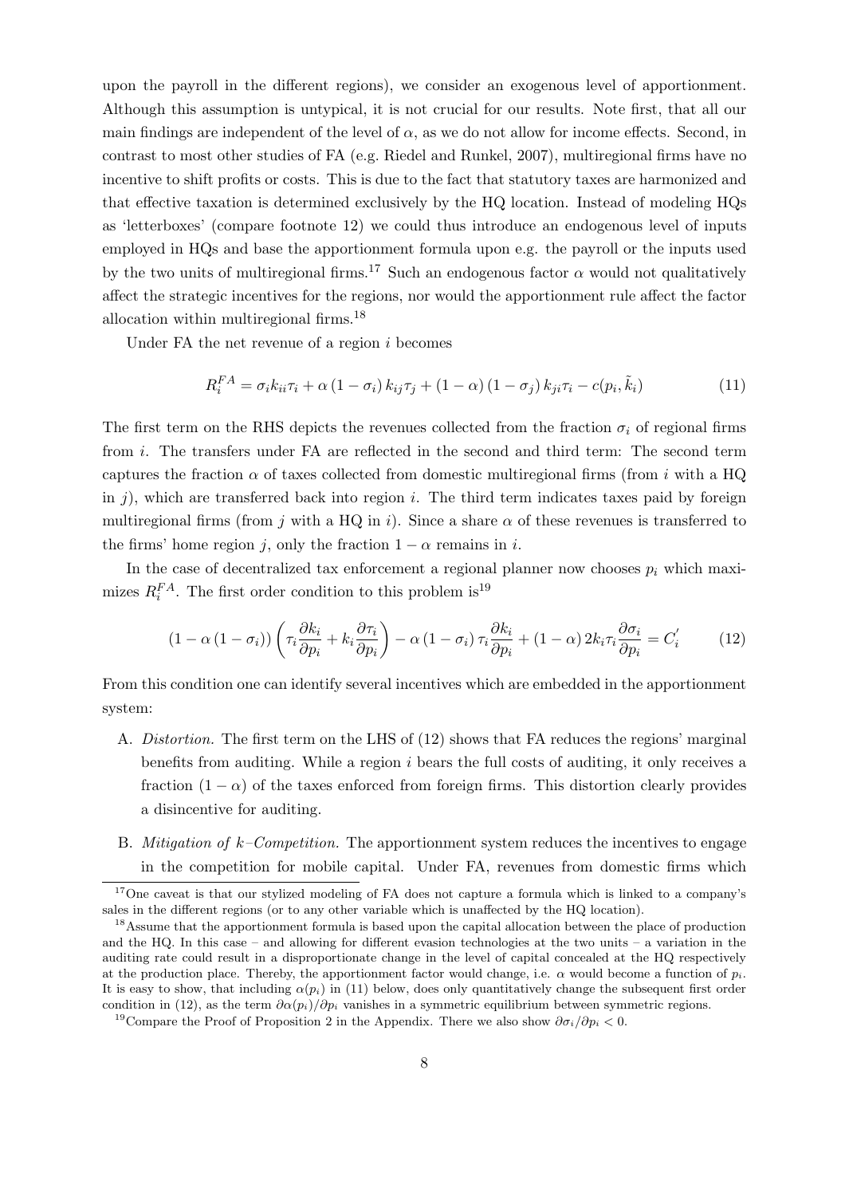upon the payroll in the different regions), we consider an exogenous level of apportionment. Although this assumption is untypical, it is not crucial for our results. Note first, that all our main findings are independent of the level of $\alpha$, as we do not allow for income effects. Second, in contrast to most other studies of FA (e.g. Riedel and Runkel, 2007), multiregional firms have no incentive to shift profits or costs. This is due to the fact that statutory taxes are harmonized and that effective taxation is determined exclusively by the HQ location. Instead of modeling HQs as 'letterboxes' (compare footnote 12) we could thus introduce an endogenous level of inputs employed in HQs and base the apportionment formula upon e.g. the payroll or the inputs used by the two units of multiregional firms.[17] Such an endogenous factor $\alpha$ would not qualitatively affect the strategic incentives for the regions, nor would the apportionment rule affect the factor allocation within multiregional firms.[18]

Under FA the net revenue of a region $i$ becomes

$$R_i^{FA} = \sigma_i k_{ii}\tau_i + \alpha(1-\sigma_i) k_{ij}\tau_j + (1-\alpha)(1-\sigma_j) k_{ji}\tau_i - c(p_i, \tilde{k}_i) \tag{11}$$

The first term on the RHS depicts the revenues collected from the fraction $\sigma_i$ of regional firms from $i$. The transfers under FA are reflected in the second and third term: The second term captures the fraction $\alpha$ of taxes collected from domestic multiregional firms (from $i$ with a HQ in $j$), which are transferred back into region $i$. The third term indicates taxes paid by foreign multiregional firms (from $j$ with a HQ in $i$). Since a share $\alpha$ of these revenues is transferred to the firms' home region $j$, only the fraction $1-\alpha$ remains in $i$.

In the case of decentralized tax enforcement a regional planner now chooses $p_i$ which maximizes $R_i^{FA}$. The first order condition to this problem is[19]

$$(1-\alpha(1-\sigma_i))\left(\tau_i \frac{\partial k_i}{\partial p_i} + k_i \frac{\partial \tau_i}{\partial p_i}\right) - \alpha(1-\sigma_i)\tau_i \frac{\partial k_i}{\partial p_i} + (1-\alpha) 2k_i\tau_i \frac{\partial \sigma_i}{\partial p_i} = C_i^{'} \tag{12}$$

From this condition one can identify several incentives which are embedded in the apportionment system:

A. *Distortion.* The first term on the LHS of (12) shows that FA reduces the regions' marginal benefits from auditing. While a region $i$ bears the full costs of auditing, it only receives a fraction $(1-\alpha)$ of the taxes enforced from foreign firms. This distortion clearly provides a disincentive for auditing.

B. *Mitigation of $k$–Competition.* The apportionment system reduces the incentives to engage in the competition for mobile capital. Under FA, revenues from domestic firms which

---

[17] One caveat is that our stylized modeling of FA does not capture a formula which is linked to a company's sales in the different regions (or to any other variable which is unaffected by the HQ location).

[18] Assume that the apportionment formula is based upon the capital allocation between the place of production and the HQ. In this case – and allowing for different evasion technologies at the two units – a variation in the auditing rate could result in a disproportionate change in the level of capital concealed at the HQ respectively at the production place. Thereby, the apportionment factor would change, i.e. $\alpha$ would become a function of $p_i$. It is easy to show, that including $\alpha(p_i)$ in (11) below, does only quantitatively change the subsequent first order condition in (12), as the term $\partial\alpha(p_i)/\partial p_i$ vanishes in a symmetric equilibrium between symmetric regions.

[19] Compare the Proof of Proposition 2 in the Appendix. There we also show $\partial\sigma_i/\partial p_i < 0$.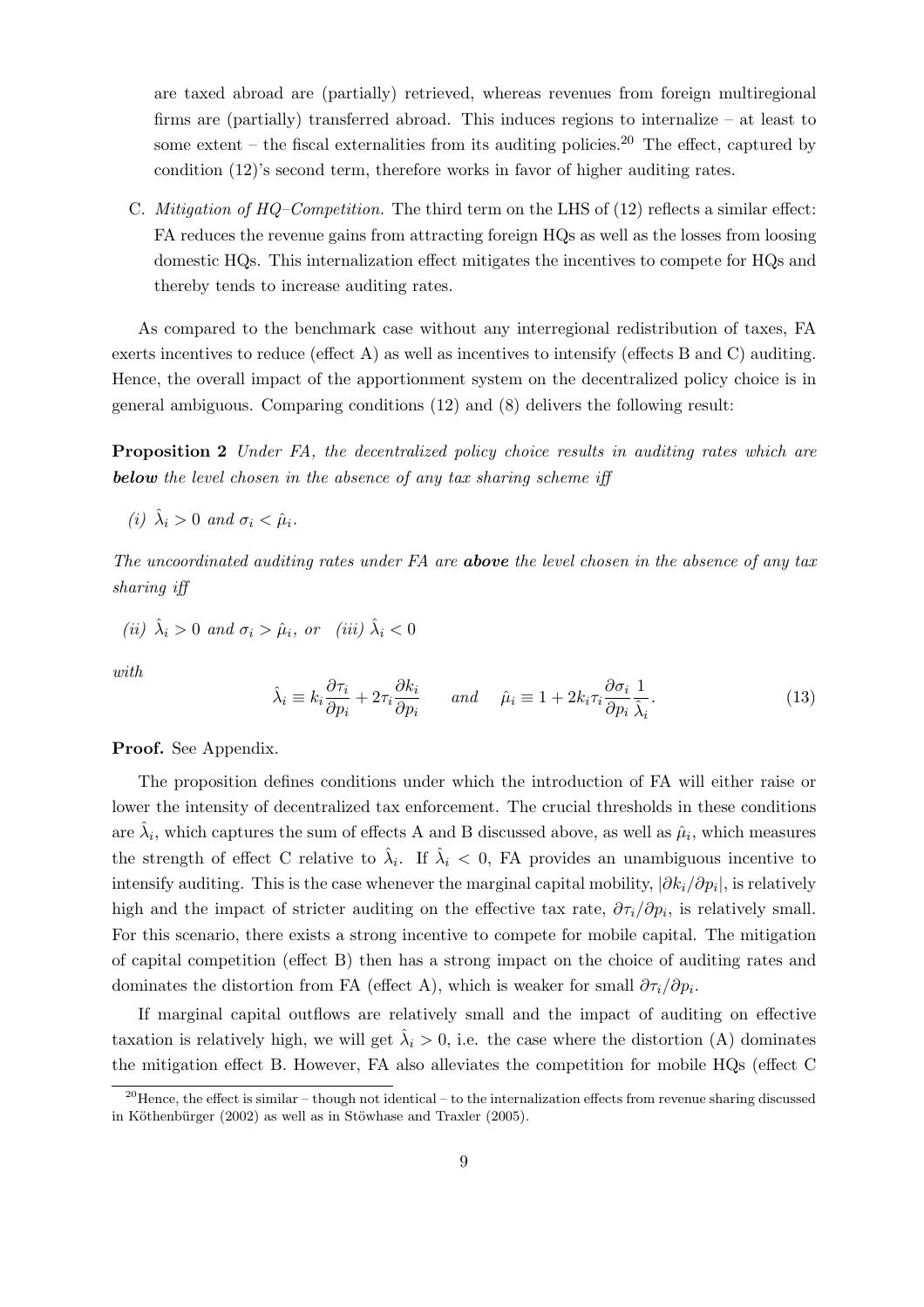are taxed abroad are (partially) retrieved, whereas revenues from foreign multiregional firms are (partially) transferred abroad. This induces regions to internalize – at least to some extent – the fiscal externalities from its auditing policies.[20] The effect, captured by condition (12)'s second term, therefore works in favor of higher auditing rates.

C. *Mitigation of HQ–Competition.* The third term on the LHS of (12) reflects a similar effect: FA reduces the revenue gains from attracting foreign HQs as well as the losses from loosing domestic HQs. This internalization effect mitigates the incentives to compete for HQs and thereby tends to increase auditing rates.

As compared to the benchmark case without any interregional redistribution of taxes, FA exerts incentives to reduce (effect A) as well as incentives to intensify (effects B and C) auditing. Hence, the overall impact of the apportionment system on the decentralized policy choice is in general ambiguous. Comparing conditions (12) and (8) delivers the following result:

**Proposition 2** *Under FA, the decentralized policy choice results in auditing rates which are* ***below*** *the level chosen in the absence of any tax sharing scheme iff*

*(i)* $\hat{\lambda}_i > 0$ *and* $\sigma_i < \hat{\mu}_i$.

*The uncoordinated auditing rates under FA are* ***above*** *the level chosen in the absence of any tax sharing iff*

*(ii)* $\hat{\lambda}_i > 0$ *and* $\sigma_i > \hat{\mu}_i$*, or* *(iii)* $\hat{\lambda}_i < 0$

*with*

$$\hat{\lambda}_i \equiv k_i \frac{\partial \tau_i}{\partial p_i} + 2\tau_i \frac{\partial k_i}{\partial p_i} \qquad \text{and} \qquad \hat{\mu}_i \equiv 1 + 2k_i \tau_i \frac{\partial \sigma_i}{\partial p_i} \frac{1}{\hat{\lambda}_i}. \tag{13}$$

**Proof.** See Appendix.

The proposition defines conditions under which the introduction of FA will either raise or lower the intensity of decentralized tax enforcement. The crucial thresholds in these conditions are $\hat{\lambda}_i$, which captures the sum of effects A and B discussed above, as well as $\hat{\mu}_i$, which measures the strength of effect C relative to $\hat{\lambda}_i$. If $\hat{\lambda}_i < 0$, FA provides an unambiguous incentive to intensify auditing. This is the case whenever the marginal capital mobility, $|\partial k_i / \partial p_i|$, is relatively high and the impact of stricter auditing on the effective tax rate, $\partial \tau_i / \partial p_i$, is relatively small. For this scenario, there exists a strong incentive to compete for mobile capital. The mitigation of capital competition (effect B) then has a strong impact on the choice of auditing rates and dominates the distortion from FA (effect A), which is weaker for small $\partial \tau_i / \partial p_i$.

If marginal capital outflows are relatively small and the impact of auditing on effective taxation is relatively high, we will get $\hat{\lambda}_i > 0$, i.e. the case where the distortion (A) dominates the mitigation effect B. However, FA also alleviates the competition for mobile HQs (effect C

[20] Hence, the effect is similar – though not identical – to the internalization effects from revenue sharing discussed in Köthenbürger (2002) as well as in Stöwhase and Traxler (2005).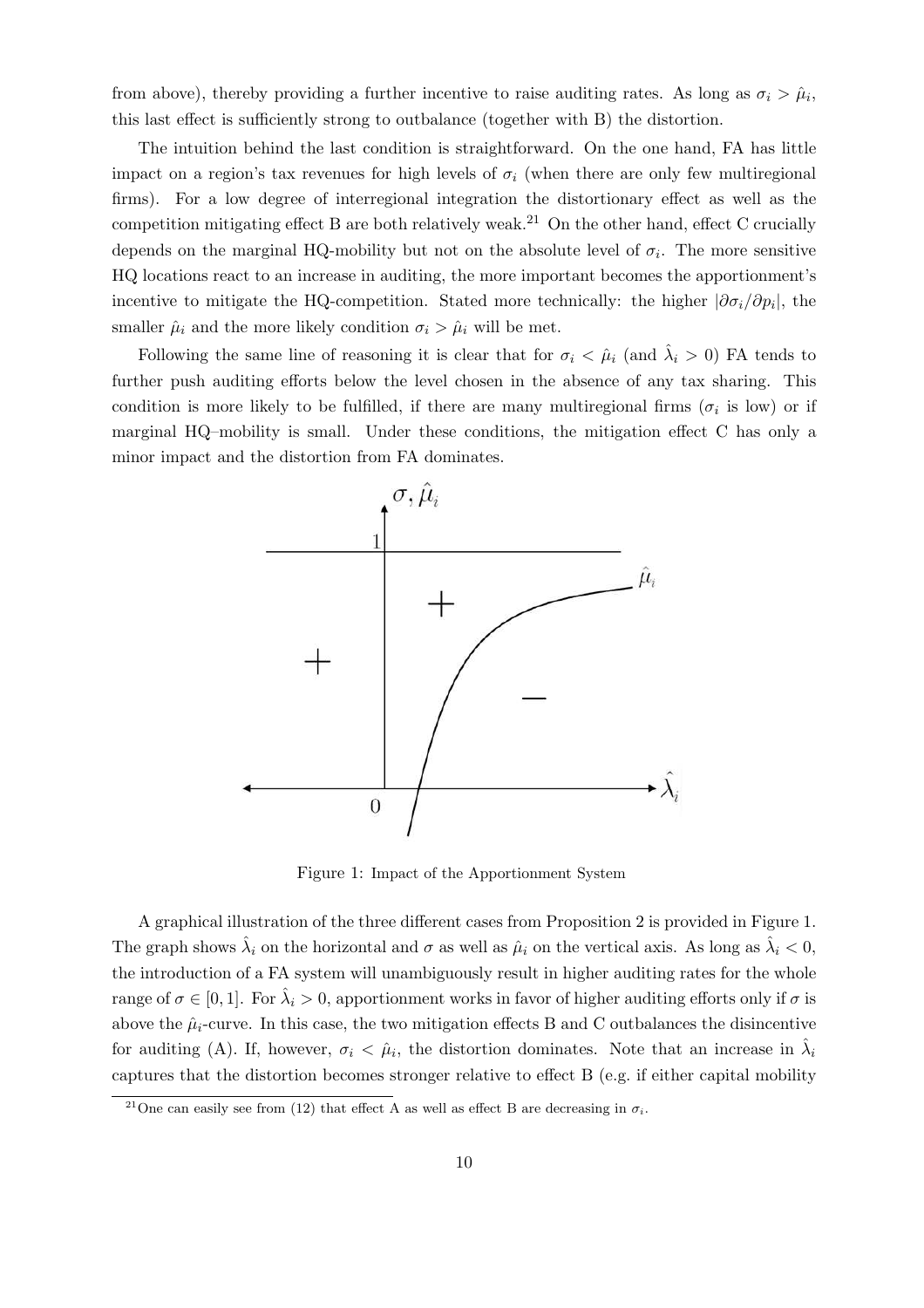from above), thereby providing a further incentive to raise auditing rates. As long as $\sigma_i > \hat{\mu}_i$, this last effect is sufficiently strong to outbalance (together with B) the distortion.

The intuition behind the last condition is straightforward. On the one hand, FA has little impact on a region's tax revenues for high levels of $\sigma_i$ (when there are only few multiregional firms). For a low degree of interregional integration the distortionary effect as well as the competition mitigating effect B are both relatively weak.[21] On the other hand, effect C crucially depends on the marginal HQ-mobility but not on the absolute level of $\sigma_i$. The more sensitive HQ locations react to an increase in auditing, the more important becomes the apportionment's incentive to mitigate the HQ-competition. Stated more technically: the higher $|\partial\sigma_i/\partial p_i|$, the smaller $\hat{\mu}_i$ and the more likely condition $\sigma_i > \hat{\mu}_i$ will be met.

Following the same line of reasoning it is clear that for $\sigma_i < \hat{\mu}_i$ (and $\hat{\lambda}_i > 0$) FA tends to further push auditing efforts below the level chosen in the absence of any tax sharing. This condition is more likely to be fulfilled, if there are many multiregional firms ($\sigma_i$ is low) or if marginal HQ–mobility is small. Under these conditions, the mitigation effect C has only a minor impact and the distortion from FA dominates.

Figure 1: Impact of the Apportionment System

A graphical illustration of the three different cases from Proposition 2 is provided in Figure 1. The graph shows $\hat{\lambda}_i$ on the horizontal and $\sigma$ as well as $\hat{\mu}_i$ on the vertical axis. As long as $\hat{\lambda}_i < 0$, the introduction of a FA system will unambiguously result in higher auditing rates for the whole range of $\sigma \in [0, 1]$. For $\hat{\lambda}_i > 0$, apportionment works in favor of higher auditing efforts only if $\sigma$ is above the $\hat{\mu}_i$-curve. In this case, the two mitigation effects B and C outbalances the disincentive for auditing (A). If, however, $\sigma_i < \hat{\mu}_i$, the distortion dominates. Note that an increase in $\hat{\lambda}_i$ captures that the distortion becomes stronger relative to effect B (e.g. if either capital mobility

[21] One can easily see from (12) that effect A as well as effect B are decreasing in $\sigma_i$.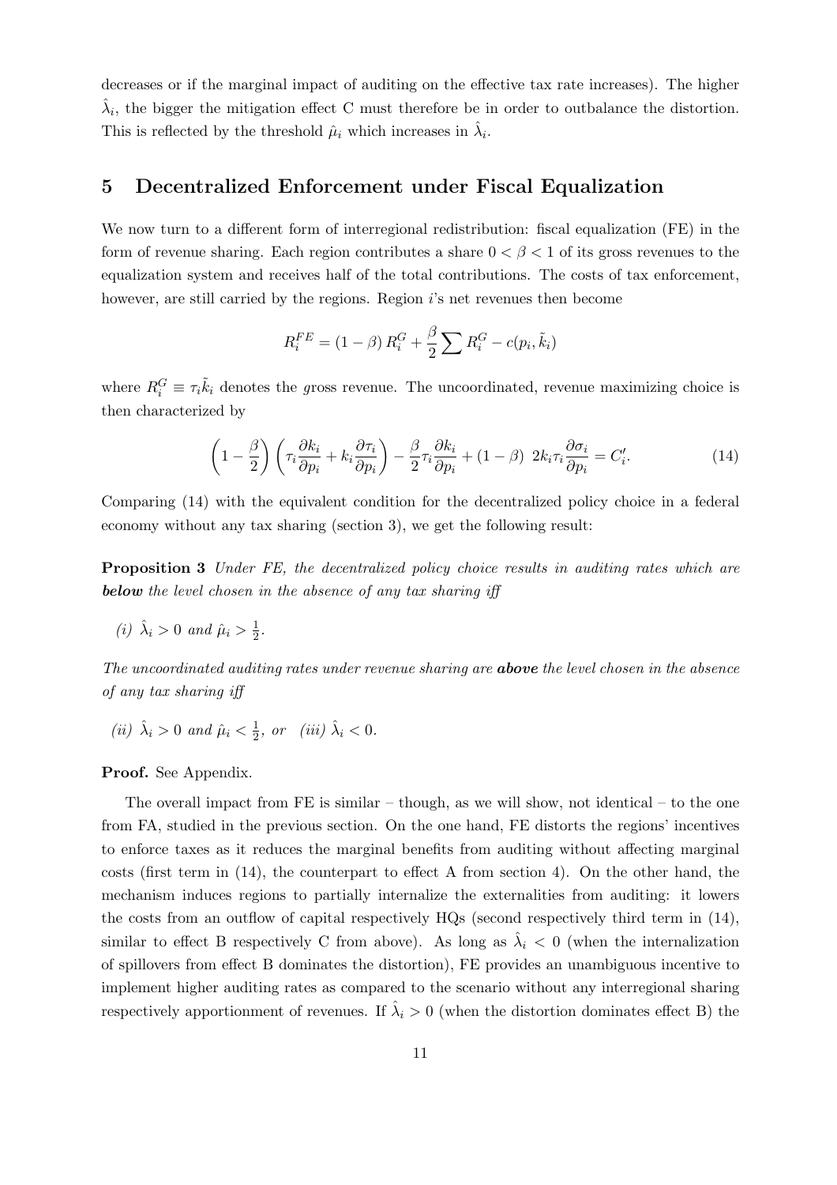decreases or if the marginal impact of auditing on the effective tax rate increases). The higher $\hat{\lambda}_i$, the bigger the mitigation effect C must therefore be in order to outbalance the distortion. This is reflected by the threshold $\hat{\mu}_i$ which increases in $\hat{\lambda}_i$.

## 5 Decentralized Enforcement under Fiscal Equalization

We now turn to a different form of interregional redistribution: fiscal equalization (FE) in the form of revenue sharing. Each region contributes a share $0 < \beta < 1$ of its gross revenues to the equalization system and receives half of the total contributions. The costs of tax enforcement, however, are still carried by the regions. Region $i$'s net revenues then become

$$R_i^{FE} = (1-\beta)\, R_i^G + \frac{\beta}{2} \sum R_i^G - c(p_i, \tilde{k}_i)$$

where $R_i^G \equiv \tau_i \tilde{k}_i$ denotes the *g*ross revenue. The uncoordinated, revenue maximizing choice is then characterized by

$$\left(1 - \frac{\beta}{2}\right)\left(\tau_i \frac{\partial k_i}{\partial p_i} + k_i \frac{\partial \tau_i}{\partial p_i}\right) - \frac{\beta}{2} \tau_i \frac{\partial k_i}{\partial p_i} + (1-\beta)\; 2k_i \tau_i \frac{\partial \sigma_i}{\partial p_i} = C_i'. \tag{14}$$

Comparing (14) with the equivalent condition for the decentralized policy choice in a federal economy without any tax sharing (section 3), we get the following result:

**Proposition 3** *Under FE, the decentralized policy choice results in auditing rates which are* ***below*** *the level chosen in the absence of any tax sharing iff*

*(i)* $\hat{\lambda}_i > 0$ *and* $\hat{\mu}_i > \frac{1}{2}$.

*The uncoordinated auditing rates under revenue sharing are* ***above*** *the level chosen in the absence of any tax sharing iff*

*(ii)* $\hat{\lambda}_i > 0$ *and* $\hat{\mu}_i < \frac{1}{2}$, *or* *(iii)* $\hat{\lambda}_i < 0$.

**Proof.** See Appendix.

The overall impact from FE is similar – though, as we will show, not identical – to the one from FA, studied in the previous section. On the one hand, FE distorts the regions' incentives to enforce taxes as it reduces the marginal benefits from auditing without affecting marginal costs (first term in (14), the counterpart to effect A from section 4). On the other hand, the mechanism induces regions to partially internalize the externalities from auditing: it lowers the costs from an outflow of capital respectively HQs (second respectively third term in (14), similar to effect B respectively C from above). As long as $\hat{\lambda}_i < 0$ (when the internalization of spillovers from effect B dominates the distortion), FE provides an unambiguous incentive to implement higher auditing rates as compared to the scenario without any interregional sharing respectively apportionment of revenues. If $\hat{\lambda}_i > 0$ (when the distortion dominates effect B) the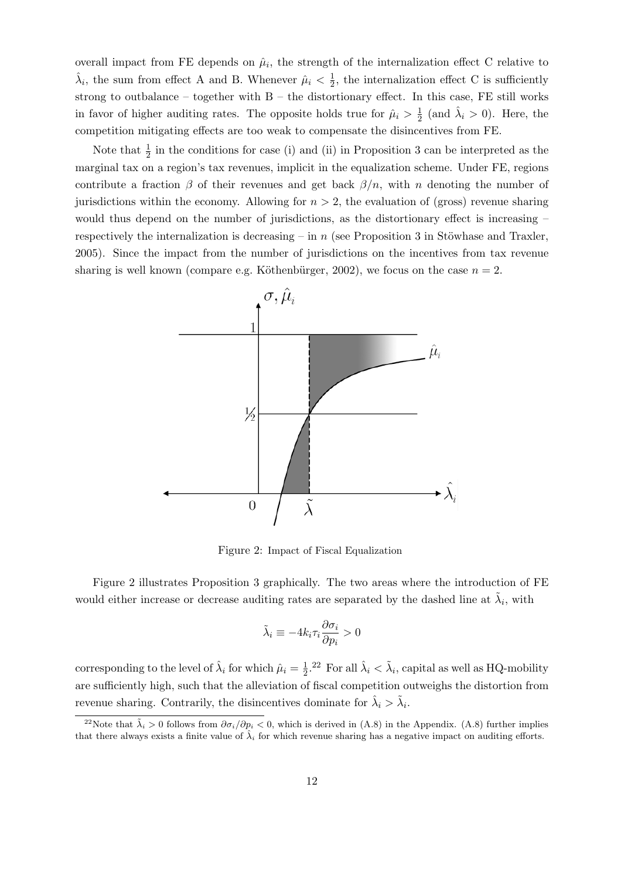overall impact from FE depends on $\hat{\mu}_i$, the strength of the internalization effect C relative to $\hat{\lambda}_i$, the sum from effect A and B. Whenever $\hat{\mu}_i < \frac{1}{2}$, the internalization effect C is sufficiently strong to outbalance – together with B – the distortionary effect. In this case, FE still works in favor of higher auditing rates. The opposite holds true for $\hat{\mu}_i > \frac{1}{2}$ (and $\hat{\lambda}_i > 0$). Here, the competition mitigating effects are too weak to compensate the disincentives from FE.

Note that $\frac{1}{2}$ in the conditions for case (i) and (ii) in Proposition 3 can be interpreted as the marginal tax on a region's tax revenues, implicit in the equalization scheme. Under FE, regions contribute a fraction $\beta$ of their revenues and get back $\beta/n$, with $n$ denoting the number of jurisdictions within the economy. Allowing for $n > 2$, the evaluation of (gross) revenue sharing would thus depend on the number of jurisdictions, as the distortionary effect is increasing – respectively the internalization is decreasing – in $n$ (see Proposition 3 in Stöwhase and Traxler, 2005). Since the impact from the number of jurisdictions on the incentives from tax revenue sharing is well known (compare e.g. Köthenbürger, 2002), we focus on the case $n = 2$.

Figure 2: Impact of Fiscal Equalization

Figure 2 illustrates Proposition 3 graphically. The two areas where the introduction of FE would either increase or decrease auditing rates are separated by the dashed line at $\tilde{\lambda}_i$, with

$$\tilde{\lambda}_i \equiv -4k_i\tau_i\frac{\partial\sigma_i}{\partial p_i} > 0$$

corresponding to the level of $\hat{\lambda}_i$ for which $\hat{\mu}_i = \frac{1}{2}$.[22] For all $\hat{\lambda}_i < \tilde{\lambda}_i$, capital as well as HQ-mobility are sufficiently high, such that the alleviation of fiscal competition outweighs the distortion from revenue sharing. Contrarily, the disincentives dominate for $\hat{\lambda}_i > \tilde{\lambda}_i$.

[22] Note that $\tilde{\lambda}_i > 0$ follows from $\partial\sigma_i/\partial p_i < 0$, which is derived in (A.8) in the Appendix. (A.8) further implies that there always exists a finite value of $\hat{\lambda}_i$ for which revenue sharing has a negative impact on auditing efforts.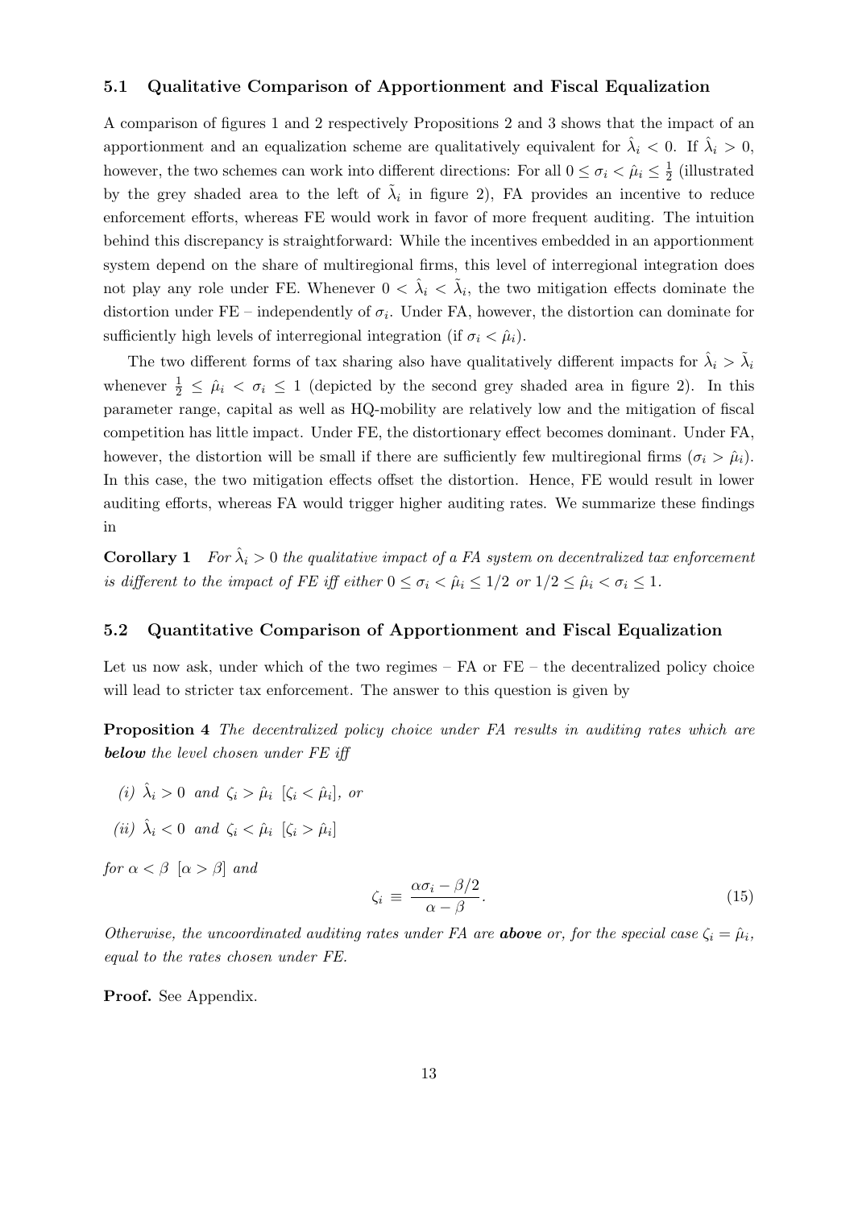### 5.1 Qualitative Comparison of Apportionment and Fiscal Equalization

A comparison of figures 1 and 2 respectively Propositions 2 and 3 shows that the impact of an apportionment and an equalization scheme are qualitatively equivalent for $\hat{\lambda}_i < 0$. If $\hat{\lambda}_i > 0$, however, the two schemes can work into different directions: For all $0 \leq \sigma_i < \hat{\mu}_i \leq \frac{1}{2}$ (illustrated by the grey shaded area to the left of $\tilde{\lambda}_i$ in figure 2), FA provides an incentive to reduce enforcement efforts, whereas FE would work in favor of more frequent auditing. The intuition behind this discrepancy is straightforward: While the incentives embedded in an apportionment system depend on the share of multiregional firms, this level of interregional integration does not play any role under FE. Whenever $0 < \hat{\lambda}_i < \tilde{\lambda}_i$, the two mitigation effects dominate the distortion under FE – independently of $\sigma_i$. Under FA, however, the distortion can dominate for sufficiently high levels of interregional integration (if $\sigma_i < \hat{\mu}_i$).

The two different forms of tax sharing also have qualitatively different impacts for $\hat{\lambda}_i > \tilde{\lambda}_i$ whenever $\frac{1}{2} \leq \hat{\mu}_i < \sigma_i \leq 1$ (depicted by the second grey shaded area in figure 2). In this parameter range, capital as well as HQ-mobility are relatively low and the mitigation of fiscal competition has little impact. Under FE, the distortionary effect becomes dominant. Under FA, however, the distortion will be small if there are sufficiently few multiregional firms ($\sigma_i > \hat{\mu}_i$). In this case, the two mitigation effects offset the distortion. Hence, FE would result in lower auditing efforts, whereas FA would trigger higher auditing rates. We summarize these findings in

**Corollary 1** *For $\hat{\lambda}_i > 0$ the qualitative impact of a FA system on decentralized tax enforcement is different to the impact of FE iff either $0 \leq \sigma_i < \hat{\mu}_i \leq 1/2$ or $1/2 \leq \hat{\mu}_i < \sigma_i \leq 1$.*

### 5.2 Quantitative Comparison of Apportionment and Fiscal Equalization

Let us now ask, under which of the two regimes – FA or FE – the decentralized policy choice will lead to stricter tax enforcement. The answer to this question is given by

**Proposition 4** *The decentralized policy choice under FA results in auditing rates which are **below** the level chosen under FE iff*

*(i) $\hat{\lambda}_i > 0$ and $\zeta_i > \hat{\mu}_i$ [$\zeta_i < \hat{\mu}_i$], or*

*(ii) $\hat{\lambda}_i < 0$ and $\zeta_i < \hat{\mu}_i$ [$\zeta_i > \hat{\mu}_i$]*

*for $\alpha < \beta$ [$\alpha > \beta$] and*

$$\zeta_i \equiv \frac{\alpha\sigma_i - \beta/2}{\alpha - \beta}. \tag{15}$$

*Otherwise, the uncoordinated auditing rates under FA are **above** or, for the special case $\zeta_i = \hat{\mu}_i$, equal to the rates chosen under FE.*

**Proof.** See Appendix.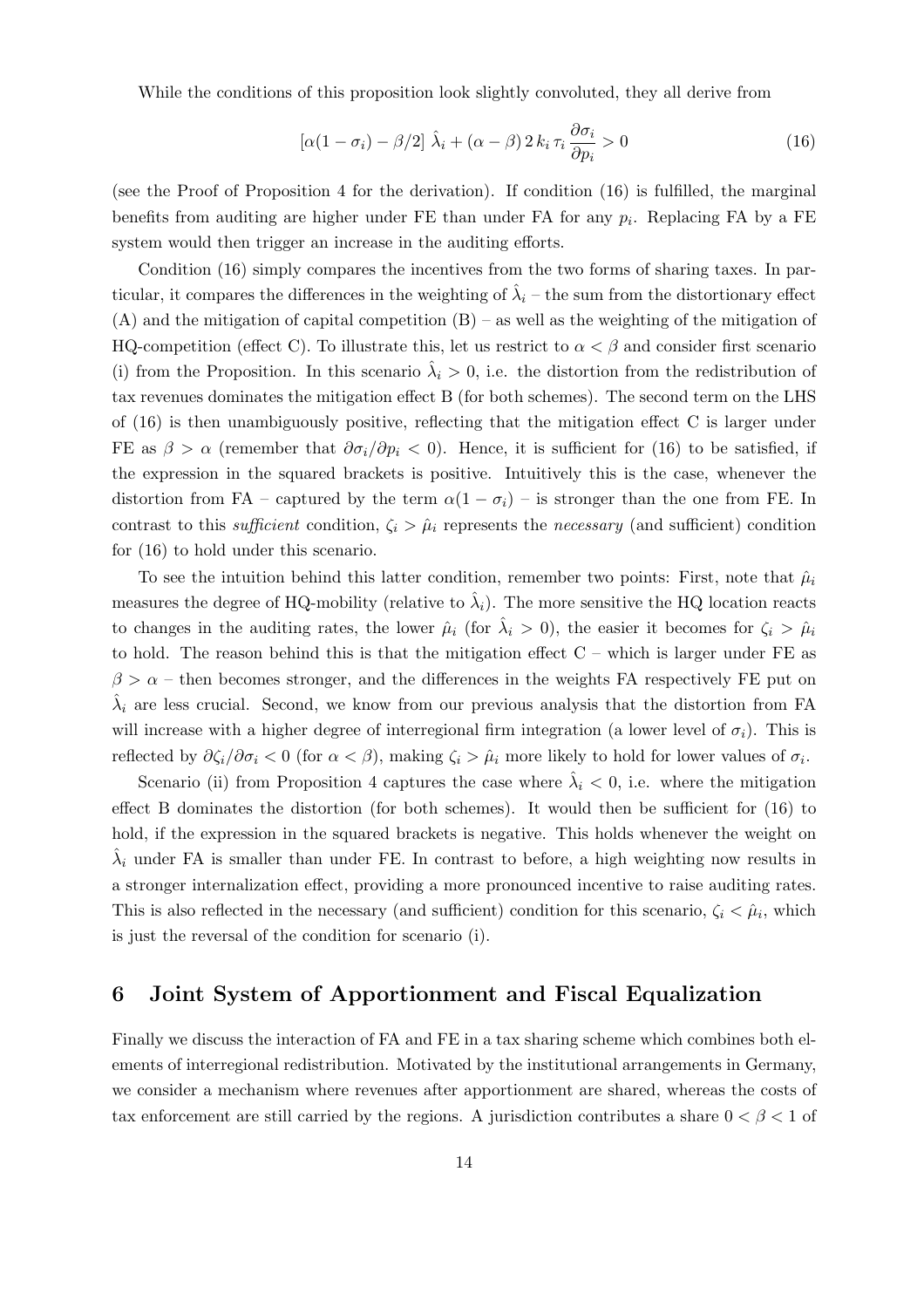While the conditions of this proposition look slightly convoluted, they all derive from

$$[\alpha(1-\sigma_i) - \beta/2]\;\hat{\lambda}_i + (\alpha - \beta)\,2\,k_i\,\tau_i\,\frac{\partial \sigma_i}{\partial p_i} > 0 \tag{16}$$

(see the Proof of Proposition 4 for the derivation). If condition (16) is fulfilled, the marginal benefits from auditing are higher under FE than under FA for any $p_i$. Replacing FA by a FE system would then trigger an increase in the auditing efforts.

Condition (16) simply compares the incentives from the two forms of sharing taxes. In particular, it compares the differences in the weighting of $\hat{\lambda}_i$ – the sum from the distortionary effect (A) and the mitigation of capital competition (B) – as well as the weighting of the mitigation of HQ-competition (effect C). To illustrate this, let us restrict to $\alpha < \beta$ and consider first scenario (i) from the Proposition. In this scenario $\hat{\lambda}_i > 0$, i.e. the distortion from the redistribution of tax revenues dominates the mitigation effect B (for both schemes). The second term on the LHS of (16) is then unambiguously positive, reflecting that the mitigation effect C is larger under FE as $\beta > \alpha$ (remember that $\partial\sigma_i/\partial p_i < 0$). Hence, it is sufficient for (16) to be satisfied, if the expression in the squared brackets is positive. Intuitively this is the case, whenever the distortion from FA – captured by the term $\alpha(1-\sigma_i)$ – is stronger than the one from FE. In contrast to this *sufficient* condition, $\zeta_i > \hat{\mu}_i$ represents the *necessary* (and sufficient) condition for (16) to hold under this scenario.

To see the intuition behind this latter condition, remember two points: First, note that $\hat{\mu}_i$ measures the degree of HQ-mobility (relative to $\hat{\lambda}_i$). The more sensitive the HQ location reacts to changes in the auditing rates, the lower $\hat{\mu}_i$ (for $\hat{\lambda}_i > 0$), the easier it becomes for $\zeta_i > \hat{\mu}_i$ to hold. The reason behind this is that the mitigation effect C – which is larger under FE as $\beta > \alpha$ – then becomes stronger, and the differences in the weights FA respectively FE put on $\hat{\lambda}_i$ are less crucial. Second, we know from our previous analysis that the distortion from FA will increase with a higher degree of interregional firm integration (a lower level of $\sigma_i$). This is reflected by $\partial\zeta_i/\partial\sigma_i < 0$ (for $\alpha < \beta$), making $\zeta_i > \hat{\mu}_i$ more likely to hold for lower values of $\sigma_i$.

Scenario (ii) from Proposition 4 captures the case where $\hat{\lambda}_i < 0$, i.e. where the mitigation effect B dominates the distortion (for both schemes). It would then be sufficient for (16) to hold, if the expression in the squared brackets is negative. This holds whenever the weight on $\hat{\lambda}_i$ under FA is smaller than under FE. In contrast to before, a high weighting now results in a stronger internalization effect, providing a more pronounced incentive to raise auditing rates. This is also reflected in the necessary (and sufficient) condition for this scenario, $\zeta_i < \hat{\mu}_i$, which is just the reversal of the condition for scenario (i).

## 6 Joint System of Apportionment and Fiscal Equalization

Finally we discuss the interaction of FA and FE in a tax sharing scheme which combines both elements of interregional redistribution. Motivated by the institutional arrangements in Germany, we consider a mechanism where revenues after apportionment are shared, whereas the costs of tax enforcement are still carried by the regions. A jurisdiction contributes a share $0 < \beta < 1$ of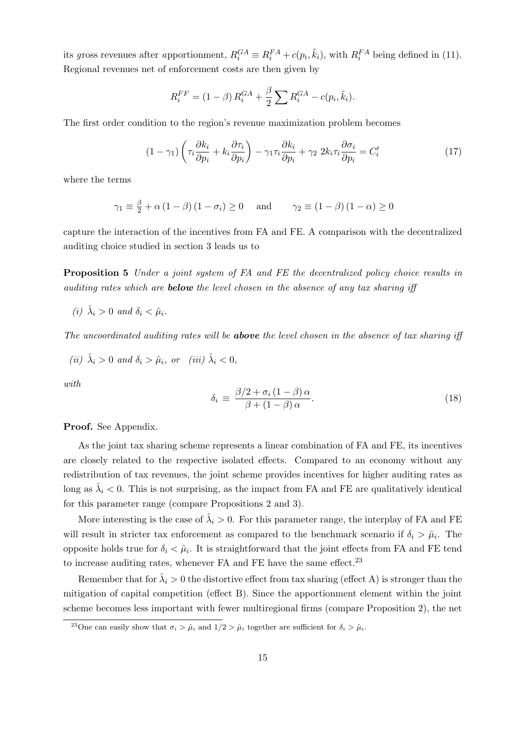its gross revenues after apportionment, $R_i^{GA} \equiv R_i^{FA} + c(p_i, \tilde{k}_i)$, with $R_i^{FA}$ being defined in (11). Regional revenues net of enforcement costs are then given by

$$R_i^{FF} = (1-\beta)\, R_i^{GA} + \frac{\beta}{2} \sum R_i^{GA} - c(p_i, \tilde{k}_i).$$

The first order condition to the region's revenue maximization problem becomes

$$(1-\gamma_1)\left(\tau_i \frac{\partial k_i}{\partial p_i} + k_i \frac{\partial \tau_i}{\partial p_i}\right) - \gamma_1 \tau_i \frac{\partial k_i}{\partial p_i} + \gamma_2 \; 2k_i \tau_i \frac{\partial \sigma_i}{\partial p_i} = C_i' \tag{17}$$

where the terms

$$\gamma_1 \equiv \tfrac{\beta}{2} + \alpha\,(1-\beta)\,(1-\sigma_i) \geq 0 \quad \text{ and } \quad \gamma_2 \equiv (1-\beta)\,(1-\alpha) \geq 0$$

capture the interaction of the incentives from FA and FE. A comparison with the decentralized auditing choice studied in section 3 leads us to

**Proposition 5** *Under a joint system of FA and FE the decentralized policy choice results in auditing rates which are* ***below*** *the level chosen in the absence of any tax sharing iff*

*(i)* $\hat{\lambda}_i > 0$ *and* $\delta_i < \hat{\mu}_i$.

*The uncoordinated auditing rates will be* ***above*** *the level chosen in the absence of tax sharing iff*

*(ii)* $\hat{\lambda}_i > 0$ *and* $\delta_i > \hat{\mu}_i$, *or* *(iii)* $\hat{\lambda}_i < 0$,

*with*

$$\delta_i \;\equiv\; \frac{\beta/2 + \sigma_i\,(1-\beta)\,\alpha}{\beta + (1-\beta)\,\alpha}. \tag{18}$$

**Proof.** See Appendix.

As the joint tax sharing scheme represents a linear combination of FA and FE, its incentives are closely related to the respective isolated effects. Compared to an economy without any redistribution of tax revenues, the joint scheme provides incentives for higher auditing rates as long as $\hat{\lambda}_i < 0$. This is not surprising, as the impact from FA and FE are qualitatively identical for this parameter range (compare Propositions 2 and 3).

More interesting is the case of $\hat{\lambda}_i > 0$. For this parameter range, the interplay of FA and FE will result in stricter tax enforcement as compared to the benchmark scenario if $\delta_i > \hat{\mu}_i$. The opposite holds true for $\delta_i < \hat{\mu}_i$. It is straightforward that the joint effects from FA and FE tend to increase auditing rates, whenever FA and FE have the same effect.[23]

Remember that for $\hat{\lambda}_i > 0$ the distortive effect from tax sharing (effect A) is stronger than the mitigation of capital competition (effect B). Since the apportionment element within the joint scheme becomes less important with fewer multiregional firms (compare Proposition 2), the net

[23] One can easily show that $\sigma_i > \hat{\mu}_i$ and $1/2 > \hat{\mu}_i$ together are sufficient for $\delta_i > \hat{\mu}_i$.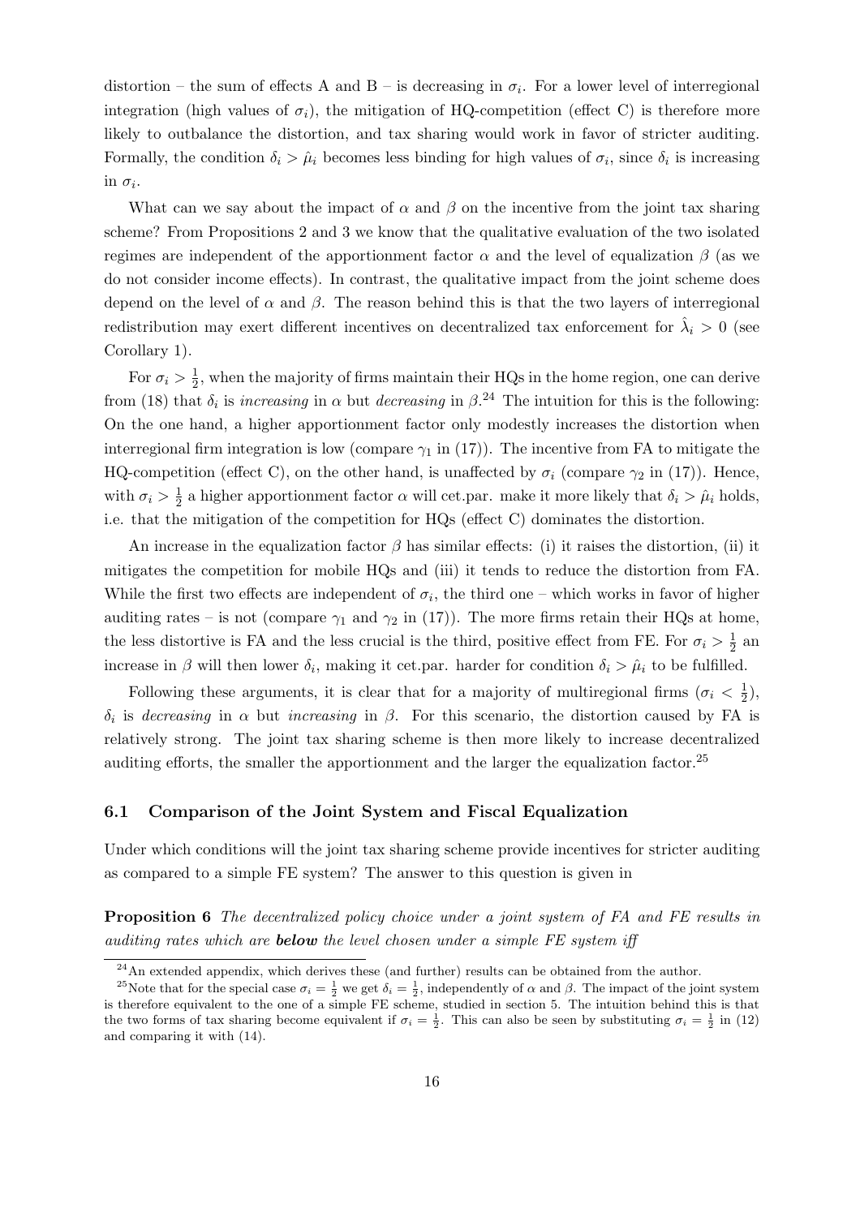distortion – the sum of effects A and B – is decreasing in $\sigma_i$. For a lower level of interregional integration (high values of $\sigma_i$), the mitigation of HQ-competition (effect C) is therefore more likely to outbalance the distortion, and tax sharing would work in favor of stricter auditing. Formally, the condition $\delta_i > \hat{\mu}_i$ becomes less binding for high values of $\sigma_i$, since $\delta_i$ is increasing in $\sigma_i$.

What can we say about the impact of $\alpha$ and $\beta$ on the incentive from the joint tax sharing scheme? From Propositions 2 and 3 we know that the qualitative evaluation of the two isolated regimes are independent of the apportionment factor $\alpha$ and the level of equalization $\beta$ (as we do not consider income effects). In contrast, the qualitative impact from the joint scheme does depend on the level of $\alpha$ and $\beta$. The reason behind this is that the two layers of interregional redistribution may exert different incentives on decentralized tax enforcement for $\hat{\lambda}_i > 0$ (see Corollary 1).

For $\sigma_i > \frac{1}{2}$, when the majority of firms maintain their HQs in the home region, one can derive from (18) that $\delta_i$ is *increasing* in $\alpha$ but *decreasing* in $\beta$.[24] The intuition for this is the following: On the one hand, a higher apportionment factor only modestly increases the distortion when interregional firm integration is low (compare $\gamma_1$ in (17)). The incentive from FA to mitigate the HQ-competition (effect C), on the other hand, is unaffected by $\sigma_i$ (compare $\gamma_2$ in (17)). Hence, with $\sigma_i > \frac{1}{2}$ a higher apportionment factor $\alpha$ will cet.par. make it more likely that $\delta_i > \hat{\mu}_i$ holds, i.e. that the mitigation of the competition for HQs (effect C) dominates the distortion.

An increase in the equalization factor $\beta$ has similar effects: (i) it raises the distortion, (ii) it mitigates the competition for mobile HQs and (iii) it tends to reduce the distortion from FA. While the first two effects are independent of $\sigma_i$, the third one – which works in favor of higher auditing rates – is not (compare $\gamma_1$ and $\gamma_2$ in (17)). The more firms retain their HQs at home, the less distortive is FA and the less crucial is the third, positive effect from FE. For $\sigma_i > \frac{1}{2}$ an increase in $\beta$ will then lower $\delta_i$, making it cet.par. harder for condition $\delta_i > \hat{\mu}_i$ to be fulfilled.

Following these arguments, it is clear that for a majority of multiregional firms ($\sigma_i < \frac{1}{2}$), $\delta_i$ is *decreasing* in $\alpha$ but *increasing* in $\beta$. For this scenario, the distortion caused by FA is relatively strong. The joint tax sharing scheme is then more likely to increase decentralized auditing efforts, the smaller the apportionment and the larger the equalization factor.[25]

### 6.1 Comparison of the Joint System and Fiscal Equalization

Under which conditions will the joint tax sharing scheme provide incentives for stricter auditing as compared to a simple FE system? The answer to this question is given in

**Proposition 6** *The decentralized policy choice under a joint system of FA and FE results in auditing rates which are* ***below*** *the level chosen under a simple FE system iff*

---

[24] An extended appendix, which derives these (and further) results can be obtained from the author.

[25] Note that for the special case $\sigma_i = \frac{1}{2}$ we get $\delta_i = \frac{1}{2}$, independently of $\alpha$ and $\beta$. The impact of the joint system is therefore equivalent to the one of a simple FE scheme, studied in section 5. The intuition behind this is that the two forms of tax sharing become equivalent if $\sigma_i = \frac{1}{2}$. This can also be seen by substituting $\sigma_i = \frac{1}{2}$ in (12) and comparing it with (14).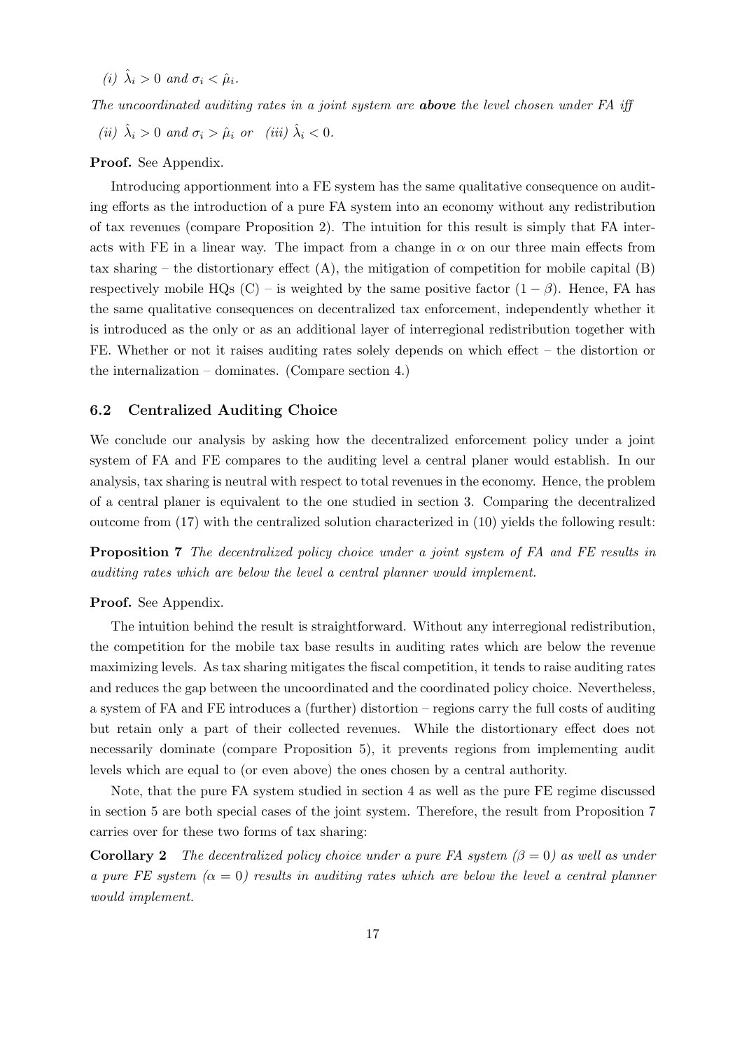*(i)* $\hat{\lambda}_i > 0$ *and* $\sigma_i < \hat{\mu}_i$.

*The uncoordinated auditing rates in a joint system are* ***above*** *the level chosen under FA iff*

*(ii)* $\hat{\lambda}_i > 0$ *and* $\sigma_i > \hat{\mu}_i$ *or* *(iii)* $\hat{\lambda}_i < 0$.

**Proof.** See Appendix.

Introducing apportionment into a FE system has the same qualitative consequence on auditing efforts as the introduction of a pure FA system into an economy without any redistribution of tax revenues (compare Proposition 2). The intuition for this result is simply that FA interacts with FE in a linear way. The impact from a change in $\alpha$ on our three main effects from tax sharing – the distortionary effect (A), the mitigation of competition for mobile capital (B) respectively mobile HQs (C) – is weighted by the same positive factor $(1 - \beta)$. Hence, FA has the same qualitative consequences on decentralized tax enforcement, independently whether it is introduced as the only or as an additional layer of interregional redistribution together with FE. Whether or not it raises auditing rates solely depends on which effect – the distortion or the internalization – dominates. (Compare section 4.)

### 6.2 Centralized Auditing Choice

We conclude our analysis by asking how the decentralized enforcement policy under a joint system of FA and FE compares to the auditing level a central planer would establish. In our analysis, tax sharing is neutral with respect to total revenues in the economy. Hence, the problem of a central planer is equivalent to the one studied in section 3. Comparing the decentralized outcome from (17) with the centralized solution characterized in (10) yields the following result:

**Proposition 7** *The decentralized policy choice under a joint system of FA and FE results in auditing rates which are below the level a central planner would implement.*

**Proof.** See Appendix.

The intuition behind the result is straightforward. Without any interregional redistribution, the competition for the mobile tax base results in auditing rates which are below the revenue maximizing levels. As tax sharing mitigates the fiscal competition, it tends to raise auditing rates and reduces the gap between the uncoordinated and the coordinated policy choice. Nevertheless, a system of FA and FE introduces a (further) distortion – regions carry the full costs of auditing but retain only a part of their collected revenues. While the distortionary effect does not necessarily dominate (compare Proposition 5), it prevents regions from implementing audit levels which are equal to (or even above) the ones chosen by a central authority.

Note, that the pure FA system studied in section 4 as well as the pure FE regime discussed in section 5 are both special cases of the joint system. Therefore, the result from Proposition 7 carries over for these two forms of tax sharing:

**Corollary 2** *The decentralized policy choice under a pure FA system* ($\beta = 0$) *as well as under a pure FE system* ($\alpha = 0$) *results in auditing rates which are below the level a central planner would implement.*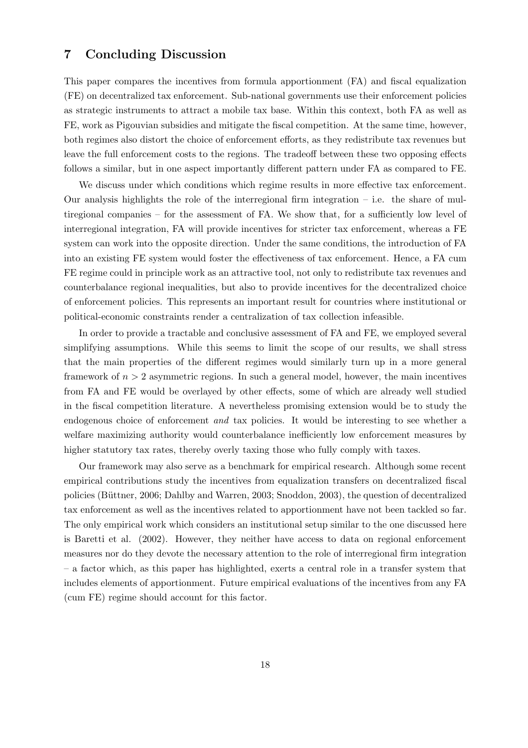## 7 Concluding Discussion

This paper compares the incentives from formula apportionment (FA) and fiscal equalization (FE) on decentralized tax enforcement. Sub-national governments use their enforcement policies as strategic instruments to attract a mobile tax base. Within this context, both FA as well as FE, work as Pigouvian subsidies and mitigate the fiscal competition. At the same time, however, both regimes also distort the choice of enforcement efforts, as they redistribute tax revenues but leave the full enforcement costs to the regions. The tradeoff between these two opposing effects follows a similar, but in one aspect importantly different pattern under FA as compared to FE.

We discuss under which conditions which regime results in more effective tax enforcement. Our analysis highlights the role of the interregional firm integration – i.e. the share of multiregional companies – for the assessment of FA. We show that, for a sufficiently low level of interregional integration, FA will provide incentives for stricter tax enforcement, whereas a FE system can work into the opposite direction. Under the same conditions, the introduction of FA into an existing FE system would foster the effectiveness of tax enforcement. Hence, a FA cum FE regime could in principle work as an attractive tool, not only to redistribute tax revenues and counterbalance regional inequalities, but also to provide incentives for the decentralized choice of enforcement policies. This represents an important result for countries where institutional or political-economic constraints render a centralization of tax collection infeasible.

In order to provide a tractable and conclusive assessment of FA and FE, we employed several simplifying assumptions. While this seems to limit the scope of our results, we shall stress that the main properties of the different regimes would similarly turn up in a more general framework of $n > 2$ asymmetric regions. In such a general model, however, the main incentives from FA and FE would be overlayed by other effects, some of which are already well studied in the fiscal competition literature. A nevertheless promising extension would be to study the endogenous choice of enforcement *and* tax policies. It would be interesting to see whether a welfare maximizing authority would counterbalance inefficiently low enforcement measures by higher statutory tax rates, thereby overly taxing those who fully comply with taxes.

Our framework may also serve as a benchmark for empirical research. Although some recent empirical contributions study the incentives from equalization transfers on decentralized fiscal policies (Büttner, 2006; Dahlby and Warren, 2003; Snoddon, 2003), the question of decentralized tax enforcement as well as the incentives related to apportionment have not been tackled so far. The only empirical work which considers an institutional setup similar to the one discussed here is Baretti et al. (2002). However, they neither have access to data on regional enforcement measures nor do they devote the necessary attention to the role of interregional firm integration – a factor which, as this paper has highlighted, exerts a central role in a transfer system that includes elements of apportionment. Future empirical evaluations of the incentives from any FA (cum FE) regime should account for this factor.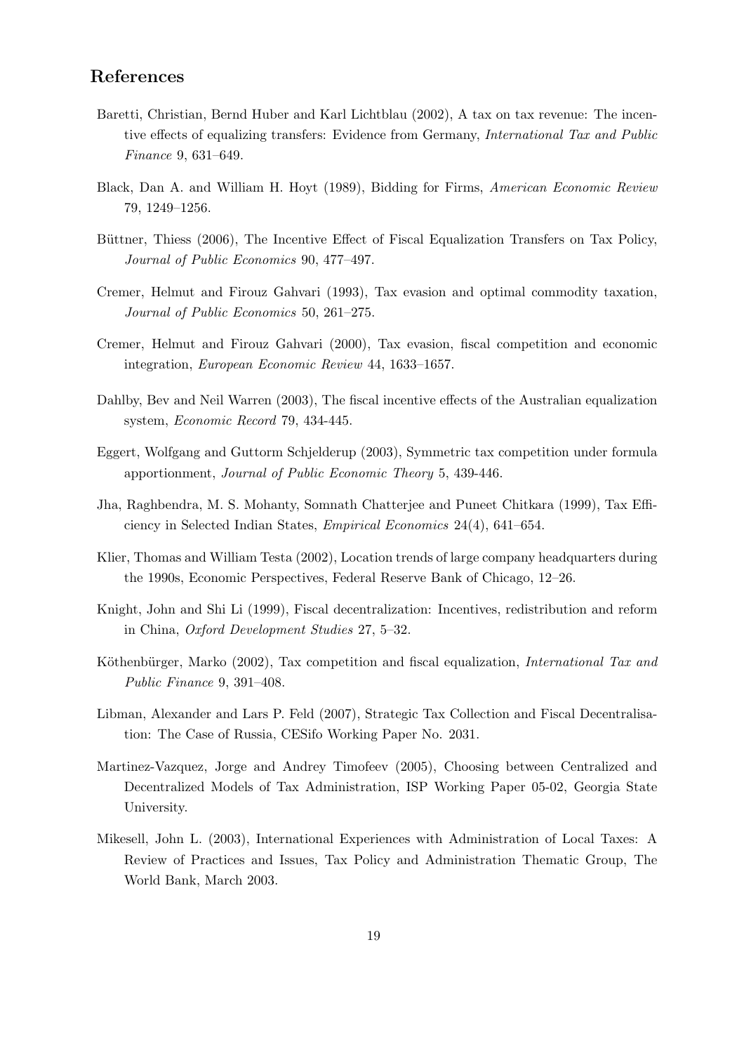## References

Baretti, Christian, Bernd Huber and Karl Lichtblau (2002), A tax on tax revenue: The incentive effects of equalizing transfers: Evidence from Germany, *International Tax and Public Finance* 9, 631–649.

Black, Dan A. and William H. Hoyt (1989), Bidding for Firms, *American Economic Review* 79, 1249–1256.

Büttner, Thiess (2006), The Incentive Effect of Fiscal Equalization Transfers on Tax Policy, *Journal of Public Economics* 90, 477–497.

Cremer, Helmut and Firouz Gahvari (1993), Tax evasion and optimal commodity taxation, *Journal of Public Economics* 50, 261–275.

Cremer, Helmut and Firouz Gahvari (2000), Tax evasion, fiscal competition and economic integration, *European Economic Review* 44, 1633–1657.

Dahlby, Bev and Neil Warren (2003), The fiscal incentive effects of the Australian equalization system, *Economic Record* 79, 434-445.

Eggert, Wolfgang and Guttorm Schjelderup (2003), Symmetric tax competition under formula apportionment, *Journal of Public Economic Theory* 5, 439-446.

Jha, Raghbendra, M. S. Mohanty, Somnath Chatterjee and Puneet Chitkara (1999), Tax Efficiency in Selected Indian States, *Empirical Economics* 24(4), 641–654.

Klier, Thomas and William Testa (2002), Location trends of large company headquarters during the 1990s, Economic Perspectives, Federal Reserve Bank of Chicago, 12–26.

Knight, John and Shi Li (1999), Fiscal decentralization: Incentives, redistribution and reform in China, *Oxford Development Studies* 27, 5–32.

Köthenbürger, Marko (2002), Tax competition and fiscal equalization, *International Tax and Public Finance* 9, 391–408.

Libman, Alexander and Lars P. Feld (2007), Strategic Tax Collection and Fiscal Decentralisation: The Case of Russia, CESifo Working Paper No. 2031.

Martinez-Vazquez, Jorge and Andrey Timofeev (2005), Choosing between Centralized and Decentralized Models of Tax Administration, ISP Working Paper 05-02, Georgia State University.

Mikesell, John L. (2003), International Experiences with Administration of Local Taxes: A Review of Practices and Issues, Tax Policy and Administration Thematic Group, The World Bank, March 2003.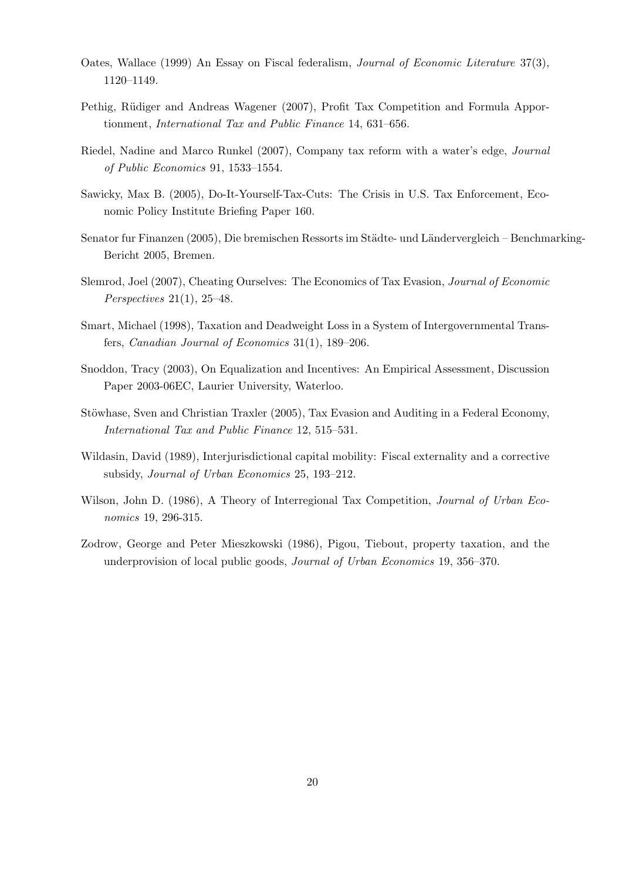Oates, Wallace (1999) An Essay on Fiscal federalism, *Journal of Economic Literature* 37(3), 1120–1149.

Pethig, Rüdiger and Andreas Wagener (2007), Profit Tax Competition and Formula Apportionment, *International Tax and Public Finance* 14, 631–656.

Riedel, Nadine and Marco Runkel (2007), Company tax reform with a water's edge, *Journal of Public Economics* 91, 1533–1554.

Sawicky, Max B. (2005), Do-It-Yourself-Tax-Cuts: The Crisis in U.S. Tax Enforcement, Economic Policy Institute Briefing Paper 160.

Senator fur Finanzen (2005), Die bremischen Ressorts im Städte- und Ländervergleich – Benchmarking-Bericht 2005, Bremen.

Slemrod, Joel (2007), Cheating Ourselves: The Economics of Tax Evasion, *Journal of Economic Perspectives* 21(1), 25–48.

Smart, Michael (1998), Taxation and Deadweight Loss in a System of Intergovernmental Transfers, *Canadian Journal of Economics* 31(1), 189–206.

Snoddon, Tracy (2003), On Equalization and Incentives: An Empirical Assessment, Discussion Paper 2003-06EC, Laurier University, Waterloo.

Stöwhase, Sven and Christian Traxler (2005), Tax Evasion and Auditing in a Federal Economy, *International Tax and Public Finance* 12, 515–531.

Wildasin, David (1989), Interjurisdictional capital mobility: Fiscal externality and a corrective subsidy, *Journal of Urban Economics* 25, 193–212.

Wilson, John D. (1986), A Theory of Interregional Tax Competition, *Journal of Urban Economics* 19, 296-315.

Zodrow, George and Peter Mieszkowski (1986), Pigou, Tiebout, property taxation, and the underprovision of local public goods, *Journal of Urban Economics* 19, 356–370.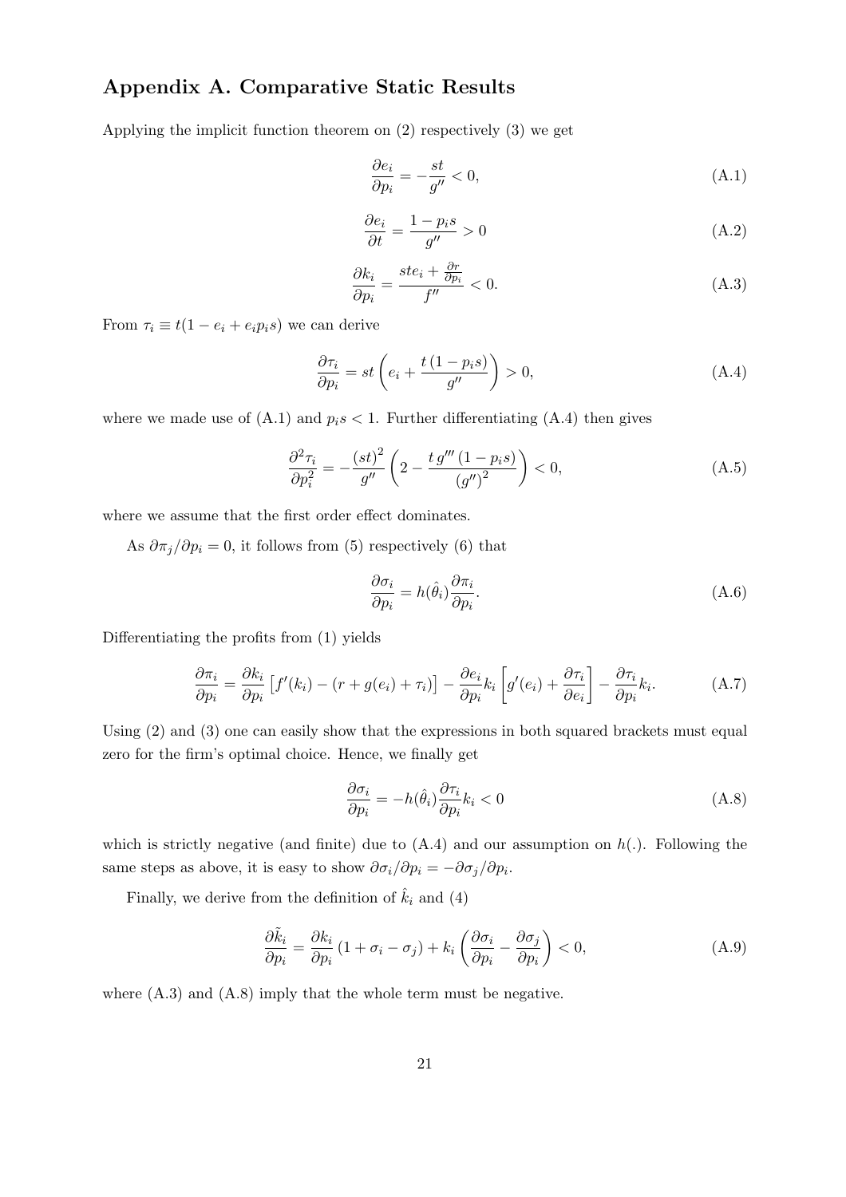## Appendix A. Comparative Static Results

Applying the implicit function theorem on (2) respectively (3) we get

$$\frac{\partial e_i}{\partial p_i} = -\frac{st}{g''} < 0, \tag{A.1}$$

$$\frac{\partial e_i}{\partial t} = \frac{1 - p_i s}{g''} > 0 \tag{A.2}$$

$$\frac{\partial k_i}{\partial p_i} = \frac{ste_i + \frac{\partial r}{\partial p_i}}{f''} < 0. \tag{A.3}$$

From $\tau_i \equiv t(1 - e_i + e_i p_i s)$ we can derive

$$\frac{\partial \tau_i}{\partial p_i} = st\left(e_i + \frac{t\,(1 - p_i s)}{g''}\right) > 0, \tag{A.4}$$

where we made use of (A.1) and $p_i s < 1$. Further differentiating (A.4) then gives

$$\frac{\partial^2 \tau_i}{\partial p_i^2} = -\frac{(st)^2}{g''}\left(2 - \frac{t\,g'''\,(1 - p_i s)}{(g'')^2}\right) < 0, \tag{A.5}$$

where we assume that the first order effect dominates.

As $\partial \pi_j / \partial p_i = 0$, it follows from (5) respectively (6) that

$$\frac{\partial \sigma_i}{\partial p_i} = h(\hat{\theta}_i)\frac{\partial \pi_i}{\partial p_i}. \tag{A.6}$$

Differentiating the profits from (1) yields

$$\frac{\partial \pi_i}{\partial p_i} = \frac{\partial k_i}{\partial p_i}\left[f'(k_i) - (r + g(e_i) + \tau_i)\right] - \frac{\partial e_i}{\partial p_i}k_i\left[g'(e_i) + \frac{\partial \tau_i}{\partial e_i}\right] - \frac{\partial \tau_i}{\partial p_i}k_i. \tag{A.7}$$

Using (2) and (3) one can easily show that the expressions in both squared brackets must equal zero for the firm's optimal choice. Hence, we finally get

$$\frac{\partial \sigma_i}{\partial p_i} = -h(\hat{\theta}_i)\frac{\partial \tau_i}{\partial p_i}k_i < 0 \tag{A.8}$$

which is strictly negative (and finite) due to (A.4) and our assumption on $h(.)$. Following the same steps as above, it is easy to show $\partial \sigma_i / \partial p_i = -\partial \sigma_j / \partial p_i$.

Finally, we derive from the definition of $\hat{k}_i$ and (4)

$$\frac{\partial \tilde{k}_i}{\partial p_i} = \frac{\partial k_i}{\partial p_i}\left(1 + \sigma_i - \sigma_j\right) + k_i\left(\frac{\partial \sigma_i}{\partial p_i} - \frac{\partial \sigma_j}{\partial p_i}\right) < 0, \tag{A.9}$$

where (A.3) and (A.8) imply that the whole term must be negative.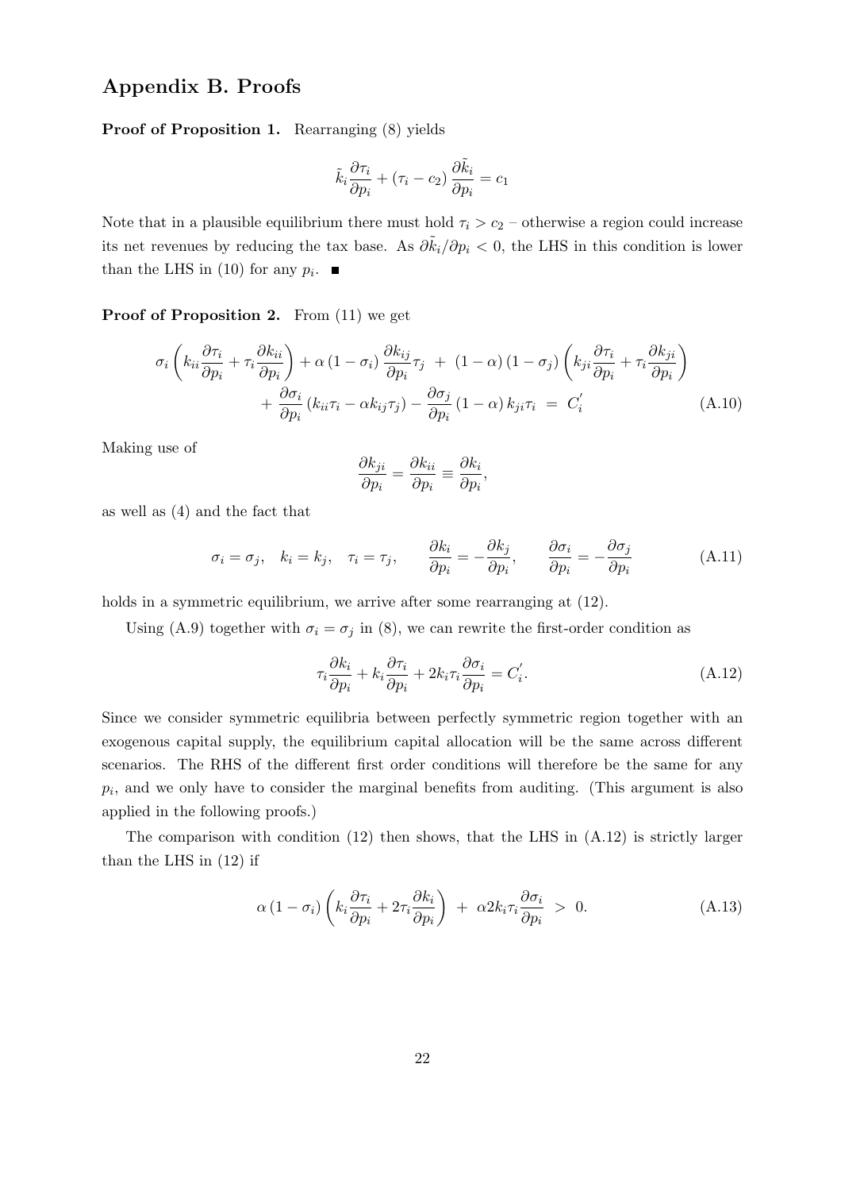## Appendix B. Proofs

**Proof of Proposition 1.** Rearranging (8) yields

$$\tilde{k}_i \frac{\partial \tau_i}{\partial p_i} + (\tau_i - c_2) \frac{\partial \tilde{k}_i}{\partial p_i} = c_1$$

Note that in a plausible equilibrium there must hold $\tau_i > c_2$ – otherwise a region could increase its net revenues by reducing the tax base. As $\partial \tilde{k}_i / \partial p_i < 0$, the LHS in this condition is lower than the LHS in (10) for any $p_i$. ∎

**Proof of Proposition 2.** From (11) we get

$$\sigma_i \left( k_{ii} \frac{\partial \tau_i}{\partial p_i} + \tau_i \frac{\partial k_{ii}}{\partial p_i} \right) + \alpha (1 - \sigma_i) \frac{\partial k_{ij}}{\partial p_i} \tau_j \;+\; (1-\alpha)(1-\sigma_j) \left( k_{ji} \frac{\partial \tau_i}{\partial p_i} + \tau_i \frac{\partial k_{ji}}{\partial p_i} \right)$$
$$+ \frac{\partial \sigma_i}{\partial p_i} \left( k_{ii}\tau_i - \alpha k_{ij} \tau_j \right) - \frac{\partial \sigma_j}{\partial p_i} (1-\alpha) k_{ji} \tau_i \;=\; C_i^{'} \tag{A.10}$$

Making use of

$$\frac{\partial k_{ji}}{\partial p_i} = \frac{\partial k_{ii}}{\partial p_i} \equiv \frac{\partial k_i}{\partial p_i},$$

as well as (4) and the fact that

$$\sigma_i = \sigma_j, \quad k_i = k_j, \quad \tau_i = \tau_j, \qquad \frac{\partial k_i}{\partial p_i} = -\frac{\partial k_j}{\partial p_i}, \qquad \frac{\partial \sigma_i}{\partial p_i} = -\frac{\partial \sigma_j}{\partial p_i} \tag{A.11}$$

holds in a symmetric equilibrium, we arrive after some rearranging at (12).

Using (A.9) together with $\sigma_i = \sigma_j$ in (8), we can rewrite the first-order condition as

$$\tau_i \frac{\partial k_i}{\partial p_i} + k_i \frac{\partial \tau_i}{\partial p_i} + 2k_i \tau_i \frac{\partial \sigma_i}{\partial p_i} = C_i^{'}. \tag{A.12}$$

Since we consider symmetric equilibria between perfectly symmetric region together with an exogenous capital supply, the equilibrium capital allocation will be the same across different scenarios. The RHS of the different first order conditions will therefore be the same for any $p_i$, and we only have to consider the marginal benefits from auditing. (This argument is also applied in the following proofs.)

The comparison with condition (12) then shows, that the LHS in (A.12) is strictly larger than the LHS in (12) if

$$\alpha (1 - \sigma_i) \left( k_i \frac{\partial \tau_i}{\partial p_i} + 2\tau_i \frac{\partial k_i}{\partial p_i} \right) \;+\; \alpha 2 k_i \tau_i \frac{\partial \sigma_i}{\partial p_i} \;>\; 0. \tag{A.13}$$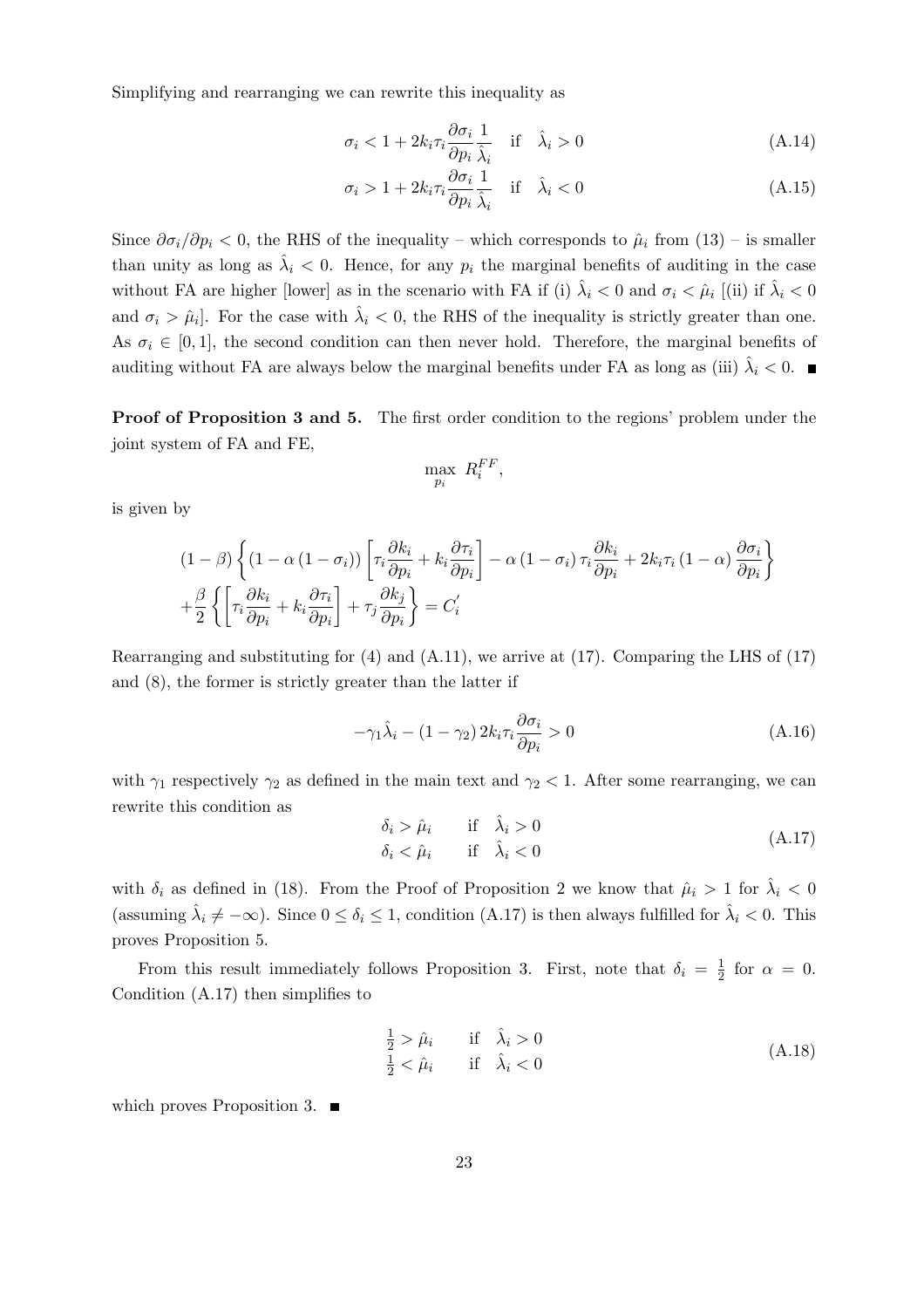Simplifying and rearranging we can rewrite this inequality as

$$\sigma_i < 1 + 2k_i\tau_i \frac{\partial \sigma_i}{\partial p_i}\frac{1}{\hat{\lambda}_i} \quad \text{if} \quad \hat{\lambda}_i > 0 \tag{A.14}$$

$$\sigma_i > 1 + 2k_i\tau_i \frac{\partial \sigma_i}{\partial p_i}\frac{1}{\hat{\lambda}_i} \quad \text{if} \quad \hat{\lambda}_i < 0 \tag{A.15}$$

Since $\partial\sigma_i/\partial p_i < 0$, the RHS of the inequality – which corresponds to $\hat{\mu}_i$ from (13) – is smaller than unity as long as $\hat{\lambda}_i < 0$. Hence, for any $p_i$ the marginal benefits of auditing in the case without FA are higher [lower] as in the scenario with FA if (i) $\hat{\lambda}_i < 0$ and $\sigma_i < \hat{\mu}_i$ [(ii) if $\hat{\lambda}_i < 0$ and $\sigma_i > \hat{\mu}_i$]. For the case with $\hat{\lambda}_i < 0$, the RHS of the inequality is strictly greater than one. As $\sigma_i \in [0, 1]$, the second condition can then never hold. Therefore, the marginal benefits of auditing without FA are always below the marginal benefits under FA as long as (iii) $\hat{\lambda}_i < 0$. ■

**Proof of Proposition 3 and 5.** The first order condition to the regions' problem under the joint system of FA and FE,

$$\max_{p_i} \; R_i^{FF},$$

is given by

$$(1-\beta)\left\{(1-\alpha(1-\sigma_i))\left[\tau_i\frac{\partial k_i}{\partial p_i} + k_i\frac{\partial \tau_i}{\partial p_i}\right] - \alpha(1-\sigma_i)\tau_i\frac{\partial k_i}{\partial p_i} + 2k_i\tau_i(1-\alpha)\frac{\partial \sigma_i}{\partial p_i}\right\}$$
$$+\frac{\beta}{2}\left\{\left[\tau_i\frac{\partial k_i}{\partial p_i} + k_i\frac{\partial \tau_i}{\partial p_i}\right] + \tau_j\frac{\partial k_j}{\partial p_i}\right\} = C_i^{'}$$

Rearranging and substituting for (4) and (A.11), we arrive at (17). Comparing the LHS of (17) and (8), the former is strictly greater than the latter if

$$-\gamma_1\hat{\lambda}_i - (1-\gamma_2)\,2k_i\tau_i\frac{\partial \sigma_i}{\partial p_i} > 0 \tag{A.16}$$

with $\gamma_1$ respectively $\gamma_2$ as defined in the main text and $\gamma_2 < 1$. After some rearranging, we can rewrite this condition as

$$\begin{aligned} \delta_i &> \hat{\mu}_i \qquad \text{if} \quad \hat{\lambda}_i > 0 \\ \delta_i &< \hat{\mu}_i \qquad \text{if} \quad \hat{\lambda}_i < 0 \end{aligned} \tag{A.17}$$

with $\delta_i$ as defined in (18). From the Proof of Proposition 2 we know that $\hat{\mu}_i > 1$ for $\hat{\lambda}_i < 0$ (assuming $\hat{\lambda}_i \neq -\infty$). Since $0 \leq \delta_i \leq 1$, condition (A.17) is then always fulfilled for $\hat{\lambda}_i < 0$. This proves Proposition 5.

From this result immediately follows Proposition 3. First, note that $\delta_i = \frac{1}{2}$ for $\alpha = 0$. Condition (A.17) then simplifies to

$$\begin{aligned} \tfrac{1}{2} &> \hat{\mu}_i \qquad \text{if} \quad \hat{\lambda}_i > 0 \\ \tfrac{1}{2} &< \hat{\mu}_i \qquad \text{if} \quad \hat{\lambda}_i < 0 \end{aligned} \tag{A.18}$$

which proves Proposition 3. ■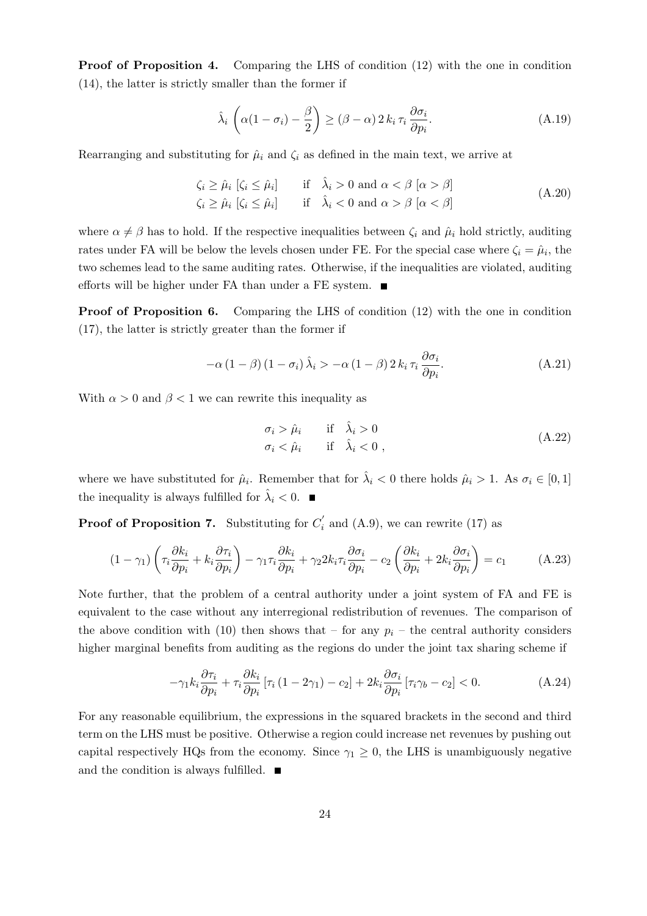**Proof of Proposition 4.** Comparing the LHS of condition (12) with the one in condition (14), the latter is strictly smaller than the former if

$$\hat{\lambda}_i \left( \alpha(1-\sigma_i) - \frac{\beta}{2} \right) \geq (\beta - \alpha)\, 2\, k_i\, \tau_i\, \frac{\partial \sigma_i}{\partial p_i}. \tag{A.19}$$

Rearranging and substituting for $\hat{\mu}_i$ and $\zeta_i$ as defined in the main text, we arrive at

$$\begin{aligned} &\zeta_i \geq \hat{\mu}_i \ [\zeta_i \leq \hat{\mu}_i] \qquad \text{if} \quad \hat{\lambda}_i > 0 \text{ and } \alpha < \beta \ [\alpha > \beta] \\ &\zeta_i \geq \hat{\mu}_i \ [\zeta_i \leq \hat{\mu}_i] \qquad \text{if} \quad \hat{\lambda}_i < 0 \text{ and } \alpha > \beta \ [\alpha < \beta] \end{aligned} \tag{A.20}$$

where $\alpha \neq \beta$ has to hold. If the respective inequalities between $\zeta_i$ and $\hat{\mu}_i$ hold strictly, auditing rates under FA will be below the levels chosen under FE. For the special case where $\zeta_i = \hat{\mu}_i$, the two schemes lead to the same auditing rates. Otherwise, if the inequalities are violated, auditing efforts will be higher under FA than under a FE system. ■

**Proof of Proposition 6.** Comparing the LHS of condition (12) with the one in condition (17), the latter is strictly greater than the former if

$$-\alpha\,(1-\beta)\,(1-\sigma_i)\,\hat{\lambda}_i > -\alpha\,(1-\beta)\,2\,k_i\,\tau_i\,\frac{\partial \sigma_i}{\partial p_i}. \tag{A.21}$$

With $\alpha > 0$ and $\beta < 1$ we can rewrite this inequality as

$$\begin{aligned} &\sigma_i > \hat{\mu}_i \qquad \text{if} \quad \hat{\lambda}_i > 0 \\ &\sigma_i < \hat{\mu}_i \qquad \text{if} \quad \hat{\lambda}_i < 0\ , \end{aligned} \tag{A.22}$$

where we have substituted for $\hat{\mu}_i$. Remember that for $\hat{\lambda}_i < 0$ there holds $\hat{\mu}_i > 1$. As $\sigma_i \in [0,1]$ the inequality is always fulfilled for $\hat{\lambda}_i < 0$. ■

**Proof of Proposition 7.** Substituting for $C_i^{'}$ and (A.9), we can rewrite (17) as

$$(1-\gamma_1)\left(\tau_i \frac{\partial k_i}{\partial p_i} + k_i \frac{\partial \tau_i}{\partial p_i}\right) - \gamma_1 \tau_i \frac{\partial k_i}{\partial p_i} + \gamma_2 2 k_i \tau_i \frac{\partial \sigma_i}{\partial p_i} - c_2 \left(\frac{\partial k_i}{\partial p_i} + 2 k_i \frac{\partial \sigma_i}{\partial p_i}\right) = c_1 \tag{A.23}$$

Note further, that the problem of a central authority under a joint system of FA and FE is equivalent to the case without any interregional redistribution of revenues. The comparison of the above condition with (10) then shows that – for any $p_i$ – the central authority considers higher marginal benefits from auditing as the regions do under the joint tax sharing scheme if

$$-\gamma_1 k_i \frac{\partial \tau_i}{\partial p_i} + \tau_i \frac{\partial k_i}{\partial p_i}\left[\tau_i\,(1-2\gamma_1) - c_2\right] + 2 k_i \frac{\partial \sigma_i}{\partial p_i}\left[\tau_i \gamma_b - c_2\right] < 0. \tag{A.24}$$

For any reasonable equilibrium, the expressions in the squared brackets in the second and third term on the LHS must be positive. Otherwise a region could increase net revenues by pushing out capital respectively HQs from the economy. Since $\gamma_1 \geq 0$, the LHS is unambiguously negative and the condition is always fulfilled. ■